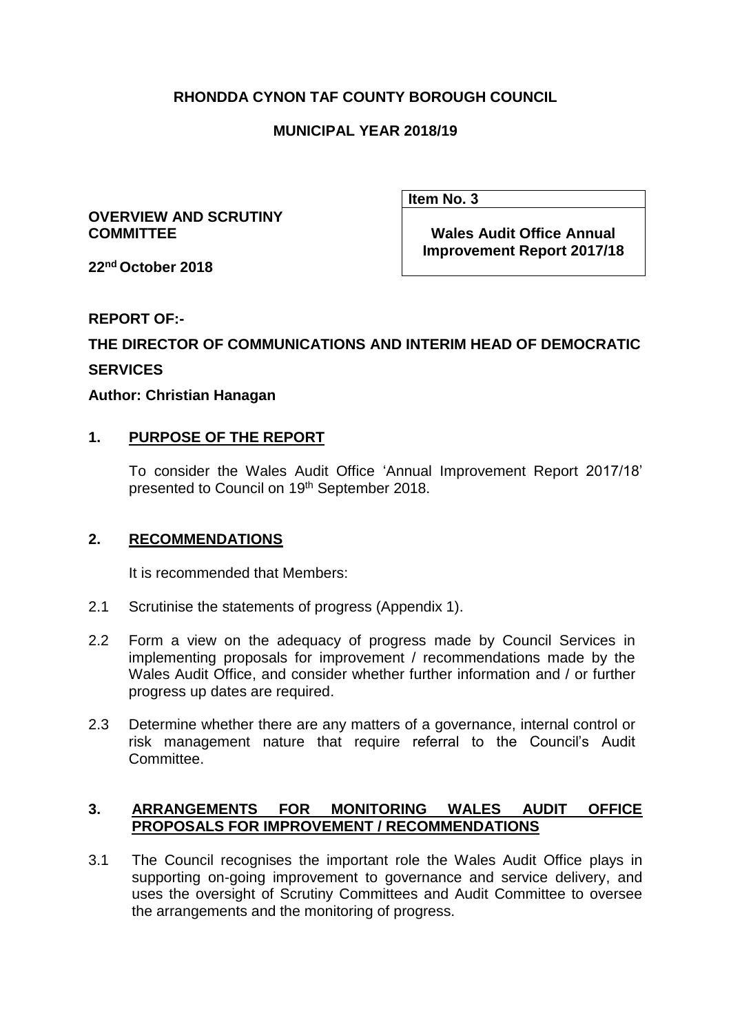**RHONDDA CYNON TAF COUNTY BOROUGH COUNCIL**

**MUNICIPAL YEAR 2018/19**

**OVERVIEW AND SCRUTINY COMMITTEE**

**22nd October 2018**

| **Item No. 3** |
|---|
| **Wales Audit Office Annual Improvement Report 2017/18** |

**REPORT OF:-**

**THE DIRECTOR OF COMMUNICATIONS AND INTERIM HEAD OF DEMOCRATIC SERVICES**

**Author: Christian Hanagan**

## 1. PURPOSE OF THE REPORT

To consider the Wales Audit Office 'Annual Improvement Report 2017/18' presented to Council on 19th September 2018.

## 2. RECOMMENDATIONS

It is recommended that Members:

2.1 Scrutinise the statements of progress (Appendix 1).

2.2 Form a view on the adequacy of progress made by Council Services in implementing proposals for improvement / recommendations made by the Wales Audit Office, and consider whether further information and / or further progress up dates are required.

2.3 Determine whether there are any matters of a governance, internal control or risk management nature that require referral to the Council's Audit Committee.

## 3. ARRANGEMENTS FOR MONITORING WALES AUDIT OFFICE PROPOSALS FOR IMPROVEMENT / RECOMMENDATIONS

3.1 The Council recognises the important role the Wales Audit Office plays in supporting on-going improvement to governance and service delivery, and uses the oversight of Scrutiny Committees and Audit Committee to oversee the arrangements and the monitoring of progress.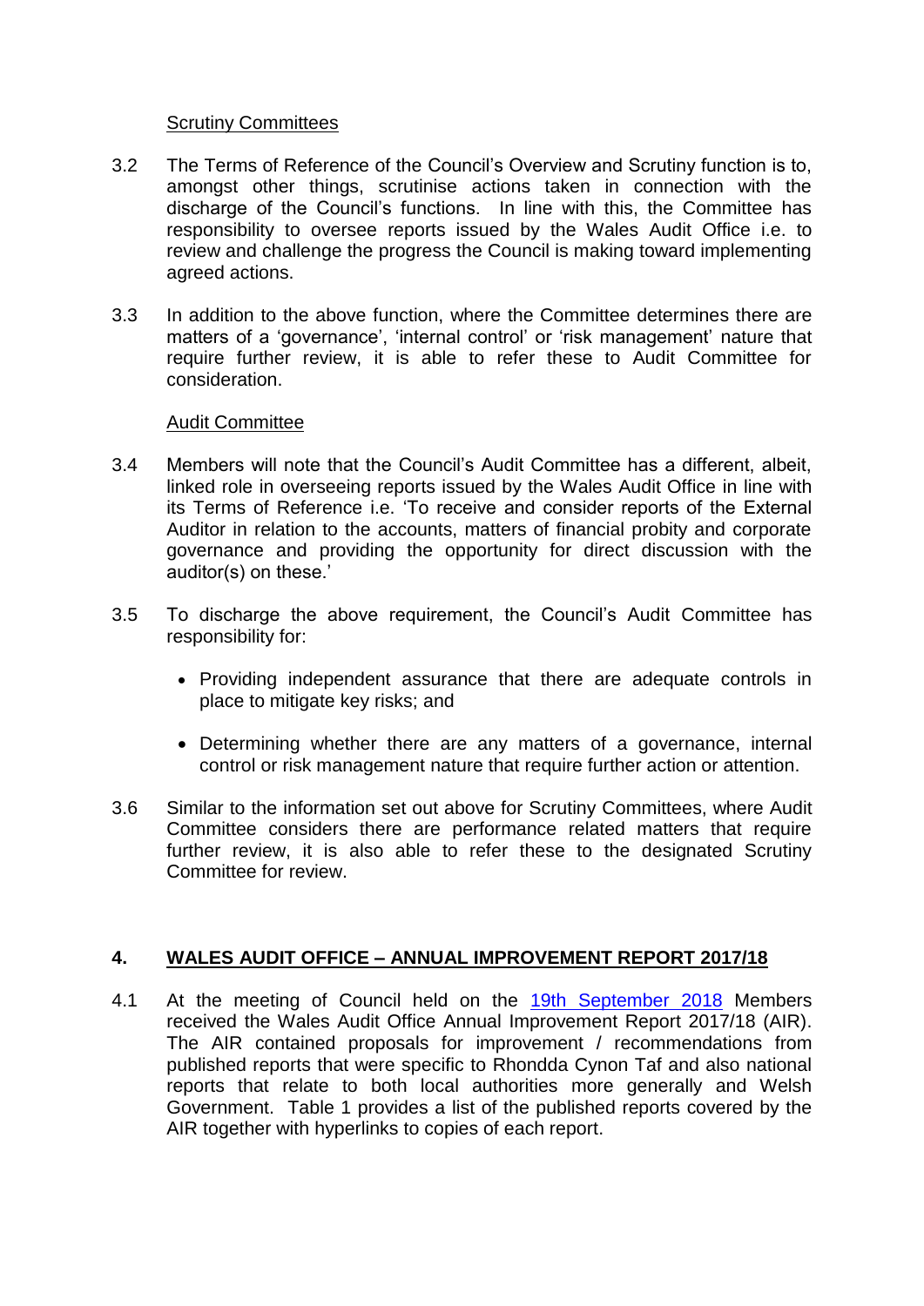Scrutiny Committees

3.2 The Terms of Reference of the Council's Overview and Scrutiny function is to, amongst other things, scrutinise actions taken in connection with the discharge of the Council's functions. In line with this, the Committee has responsibility to oversee reports issued by the Wales Audit Office i.e. to review and challenge the progress the Council is making toward implementing agreed actions.

3.3 In addition to the above function, where the Committee determines there are matters of a 'governance', 'internal control' or 'risk management' nature that require further review, it is able to refer these to Audit Committee for consideration.

Audit Committee

3.4 Members will note that the Council's Audit Committee has a different, albeit, linked role in overseeing reports issued by the Wales Audit Office in line with its Terms of Reference i.e. 'To receive and consider reports of the External Auditor in relation to the accounts, matters of financial probity and corporate governance and providing the opportunity for direct discussion with the auditor(s) on these.'

3.5 To discharge the above requirement, the Council's Audit Committee has responsibility for:

- Providing independent assurance that there are adequate controls in place to mitigate key risks; and
- Determining whether there are any matters of a governance, internal control or risk management nature that require further action or attention.

3.6 Similar to the information set out above for Scrutiny Committees, where Audit Committee considers there are performance related matters that require further review, it is also able to refer these to the designated Scrutiny Committee for review.

## 4. WALES AUDIT OFFICE – ANNUAL IMPROVEMENT REPORT 2017/18

4.1 At the meeting of Council held on the 19th September 2018 Members received the Wales Audit Office Annual Improvement Report 2017/18 (AIR). The AIR contained proposals for improvement / recommendations from published reports that were specific to Rhondda Cynon Taf and also national reports that relate to both local authorities more generally and Welsh Government. Table 1 provides a list of the published reports covered by the AIR together with hyperlinks to copies of each report.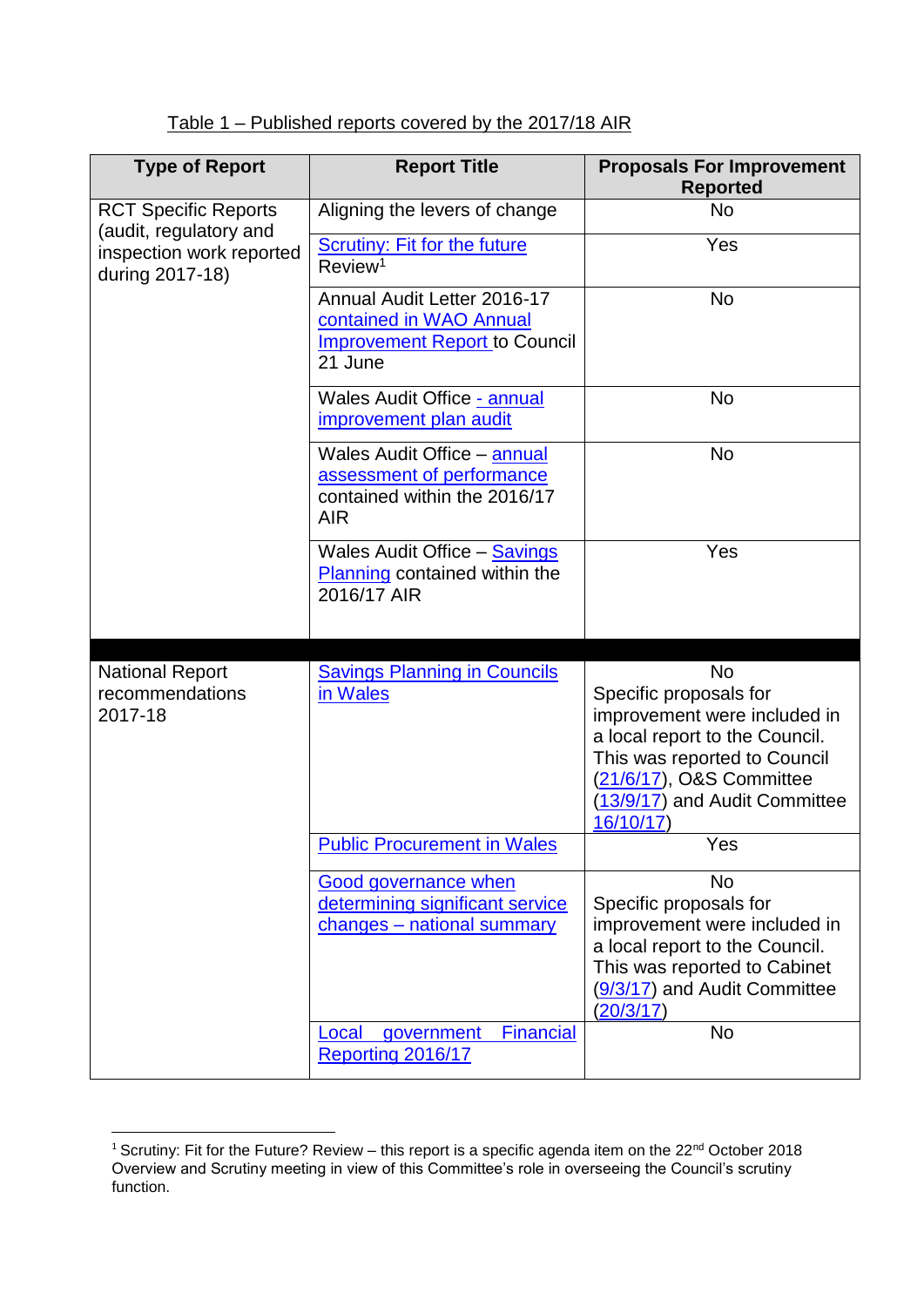Table 1 – Published reports covered by the 2017/18 AIR

| Type of Report | Report Title | Proposals For Improvement Reported |
|---|---|---|
| RCT Specific Reports (audit, regulatory and inspection work reported during 2017-18) | Aligning the levers of change | No |
| | Scrutiny: Fit for the future Review[1] | Yes |
| | Annual Audit Letter 2016-17 contained in WAO Annual Improvement Report to Council 21 June | No |
| | Wales Audit Office - annual improvement plan audit | No |
| | Wales Audit Office – annual assessment of performance contained within the 2016/17 AIR | No |
| | Wales Audit Office – Savings Planning contained within the 2016/17 AIR | Yes |
| | | |
| National Report recommendations 2017-18 | Savings Planning in Councils in Wales | No Specific proposals for improvement were included in a local report to the Council. This was reported to Council (21/6/17), O&S Committee (13/9/17) and Audit Committee 16/10/17) |
| | Public Procurement in Wales | Yes |
| | Good governance when determining significant service changes – national summary | No Specific proposals for improvement were included in a local report to the Council. This was reported to Cabinet (9/3/17) and Audit Committee (20/3/17) |
| | Local government Financial Reporting 2016/17 | No |

[1] Scrutiny: Fit for the Future? Review – this report is a specific agenda item on the 22nd October 2018 Overview and Scrutiny meeting in view of this Committee's role in overseeing the Council's scrutiny function.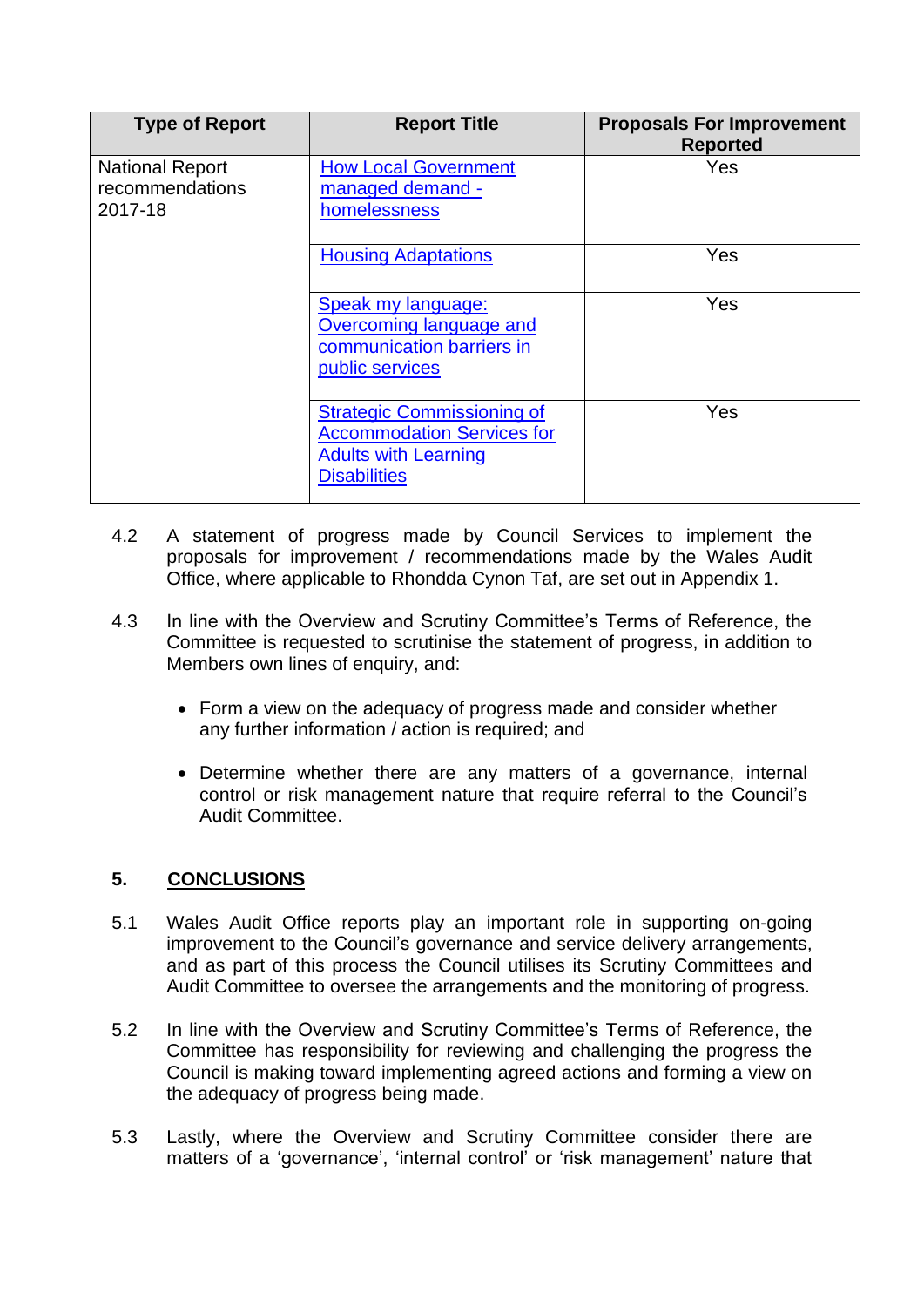| Type of Report | Report Title | Proposals For Improvement Reported |
|---|---|---|
| National Report recommendations 2017-18 | How Local Government managed demand - homelessness | Yes |
| | Housing Adaptations | Yes |
| | Speak my language: Overcoming language and communication barriers in public services | Yes |
| | Strategic Commissioning of Accommodation Services for Adults with Learning Disabilities | Yes |

4.2 A statement of progress made by Council Services to implement the proposals for improvement / recommendations made by the Wales Audit Office, where applicable to Rhondda Cynon Taf, are set out in Appendix 1.

4.3 In line with the Overview and Scrutiny Committee's Terms of Reference, the Committee is requested to scrutinise the statement of progress, in addition to Members own lines of enquiry, and:

- Form a view on the adequacy of progress made and consider whether any further information / action is required; and
- Determine whether there are any matters of a governance, internal control or risk management nature that require referral to the Council's Audit Committee.

## 5. CONCLUSIONS

5.1 Wales Audit Office reports play an important role in supporting on-going improvement to the Council's governance and service delivery arrangements, and as part of this process the Council utilises its Scrutiny Committees and Audit Committee to oversee the arrangements and the monitoring of progress.

5.2 In line with the Overview and Scrutiny Committee's Terms of Reference, the Committee has responsibility for reviewing and challenging the progress the Council is making toward implementing agreed actions and forming a view on the adequacy of progress being made.

5.3 Lastly, where the Overview and Scrutiny Committee consider there are matters of a 'governance', 'internal control' or 'risk management' nature that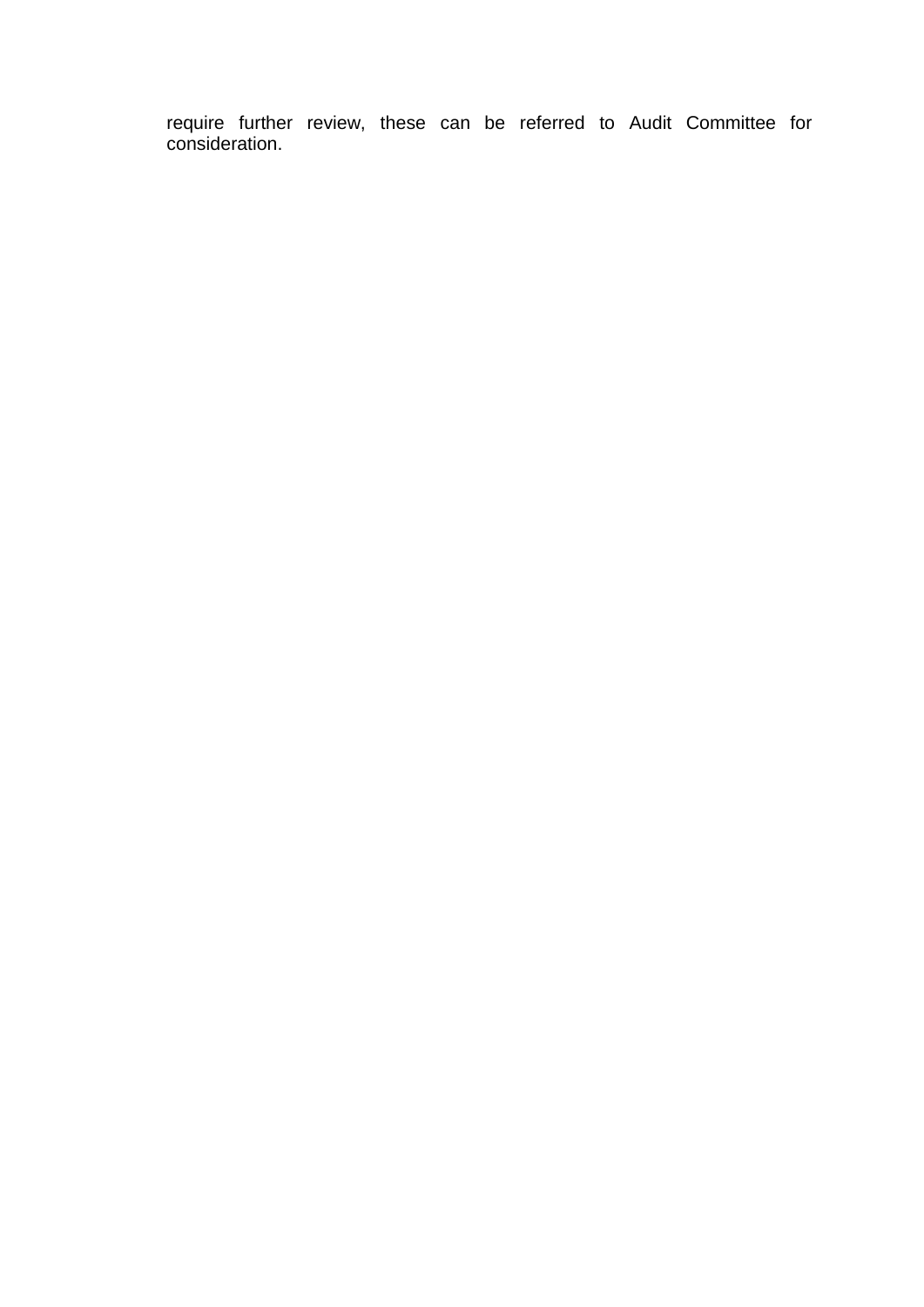require further review, these can be referred to Audit Committee for consideration.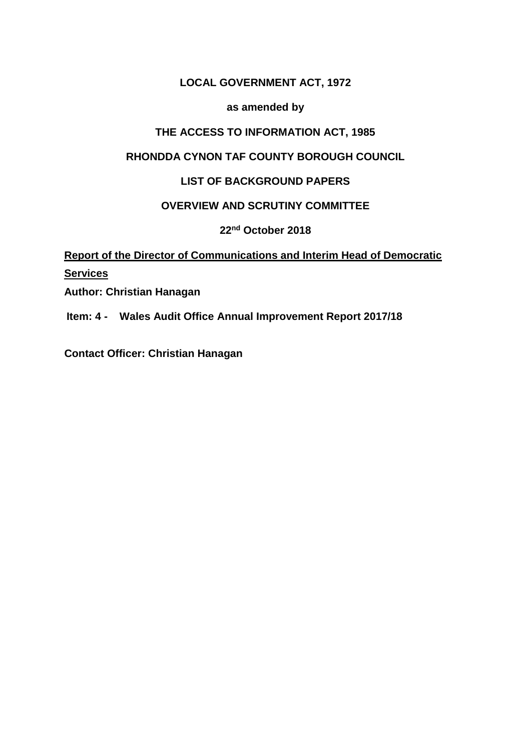**LOCAL GOVERNMENT ACT, 1972**

**as amended by**

**THE ACCESS TO INFORMATION ACT, 1985**

**RHONDDA CYNON TAF COUNTY BOROUGH COUNCIL**

**LIST OF BACKGROUND PAPERS**

**OVERVIEW AND SCRUTINY COMMITTEE**

**22nd October 2018**

**Report of the Director of Communications and Interim Head of Democratic Services**

**Author: Christian Hanagan**

**Item: 4 - Wales Audit Office Annual Improvement Report 2017/18**

**Contact Officer: Christian Hanagan**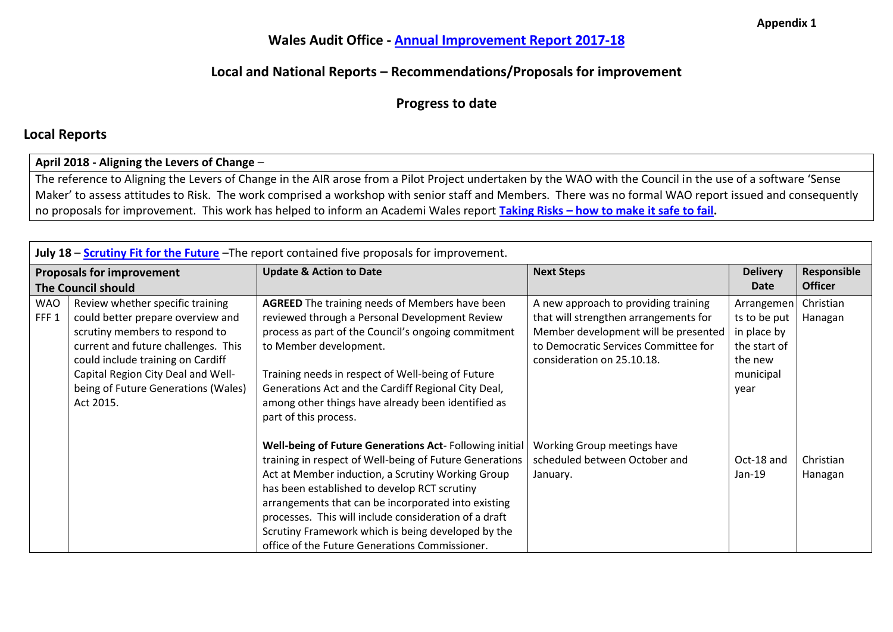Appendix 1

# Wales Audit Office - Annual Improvement Report 2017-18

## Local and National Reports – Recommendations/Proposals for improvement

## Progress to date

## Local Reports

| **April 2018 - Aligning the Levers of Change** – |
|---|
| The reference to Aligning the Levers of Change in the AIR arose from a Pilot Project undertaken by the WAO with the Council in the use of a software 'Sense Maker' to assess attitudes to Risk. The work comprised a workshop with senior staff and Members. There was no formal WAO report issued and consequently no proposals for improvement. This work has helped to inform an Academi Wales report **Taking Risks – how to make it safe to fail**. |

**July 18** – **Scrutiny Fit for the Future** –The report contained five proposals for improvement.

| **Proposals for improvement The Council should** | | **Update & Action to Date** | **Next Steps** | **Delivery Date** | **Responsible Officer** |
|---|---|---|---|---|---|
| WAO FFF 1 | Review whether specific training could better prepare overview and scrutiny members to respond to current and future challenges. This could include training on Cardiff Capital Region City Deal and Well-being of Future Generations (Wales) Act 2015. | **AGREED** The training needs of Members have been reviewed through a Personal Development Review process as part of the Council's ongoing commitment to Member development.<br><br>Training needs in respect of Well-being of Future Generations Act and the Cardiff Regional City Deal, among other things have already been identified as part of this process. | A new approach to providing training that will strengthen arrangements for Member development will be presented to Democratic Services Committee for consideration on 25.10.18. | Arrangements to be put in place by the start of the new municipal year | Christian Hanagan |
| | | **Well-being of Future Generations Act**- Following initial training in respect of Well-being of Future Generations Act at Member induction, a Scrutiny Working Group has been established to develop RCT scrutiny arrangements that can be incorporated into existing processes. This will include consideration of a draft Scrutiny Framework which is being developed by the office of the Future Generations Commissioner. | Working Group meetings have scheduled between October and January. | Oct-18 and Jan-19 | Christian Hanagan |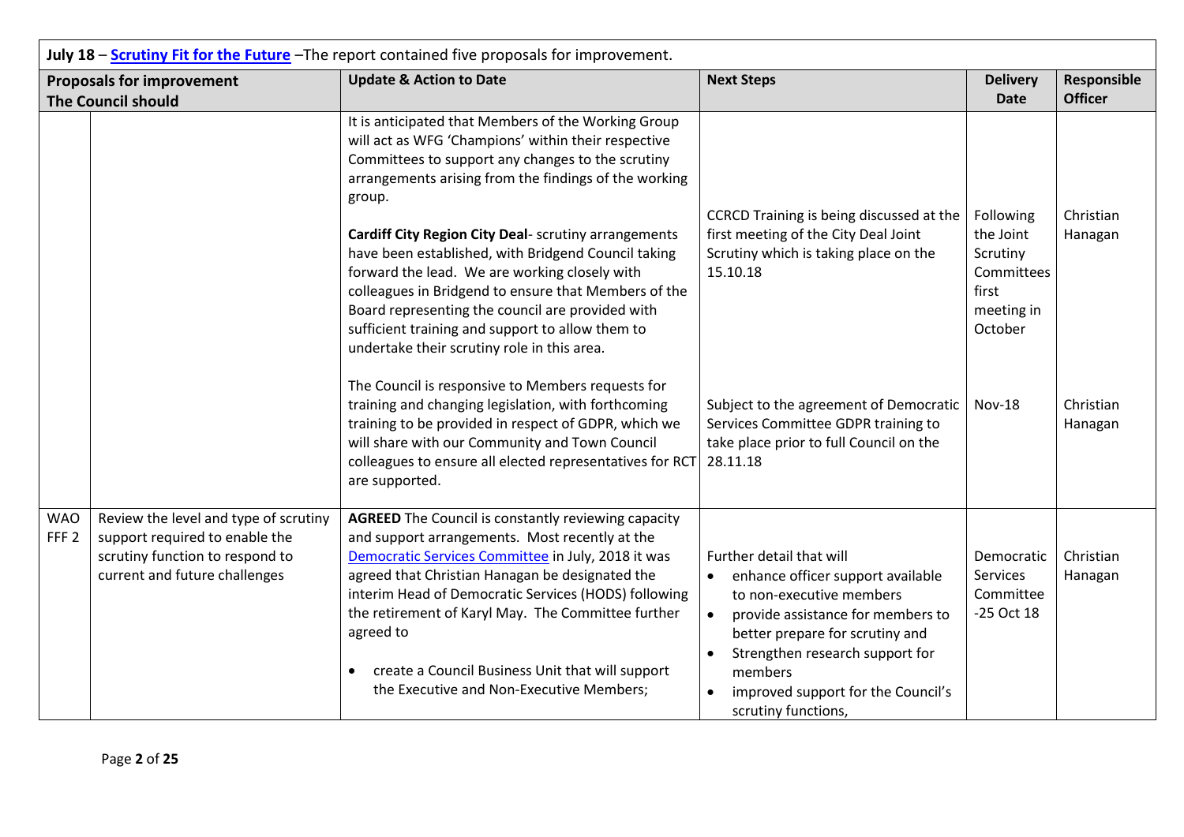**July 18** – **Scrutiny Fit for the Future** –The report contained five proposals for improvement.

| Proposals for improvement The Council should | | Update & Action to Date | Next Steps | Delivery Date | Responsible Officer |
|---|---|---|---|---|---|
| | | It is anticipated that Members of the Working Group will act as WFG 'Champions' within their respective Committees to support any changes to the scrutiny arrangements arising from the findings of the working group.<br><br>**Cardiff City Region City Deal**- scrutiny arrangements have been established, with Bridgend Council taking forward the lead. We are working closely with colleagues in Bridgend to ensure that Members of the Board representing the council are provided with sufficient training and support to allow them to undertake their scrutiny role in this area. | CCRCD Training is being discussed at the first meeting of the City Deal Joint Scrutiny which is taking place on the 15.10.18 | Following the Joint Scrutiny Committees first meeting in October | Christian Hanagan |
| | | The Council is responsive to Members requests for training and changing legislation, with forthcoming training to be provided in respect of GDPR, which we will share with our Community and Town Council colleagues to ensure all elected representatives for RCT are supported. | Subject to the agreement of Democratic Services Committee GDPR training to take place prior to full Council on the 28.11.18 | Nov-18 | Christian Hanagan |
| WAO FFF 2 | Review the level and type of scrutiny support required to enable the scrutiny function to respond to current and future challenges | **AGREED** The Council is constantly reviewing capacity and support arrangements. Most recently at the Democratic Services Committee in July, 2018 it was agreed that Christian Hanagan be designated the interim Head of Democratic Services (HODS) following the retirement of Karyl May. The Committee further agreed to<br><br>• create a Council Business Unit that will support the Executive and Non-Executive Members; | Further detail that will<br>• enhance officer support available to non-executive members<br>• provide assistance for members to better prepare for scrutiny and<br>• Strengthen research support for members<br>• improved support for the Council's scrutiny functions, | Democratic Services Committee -25 Oct 18 | Christian Hanagan |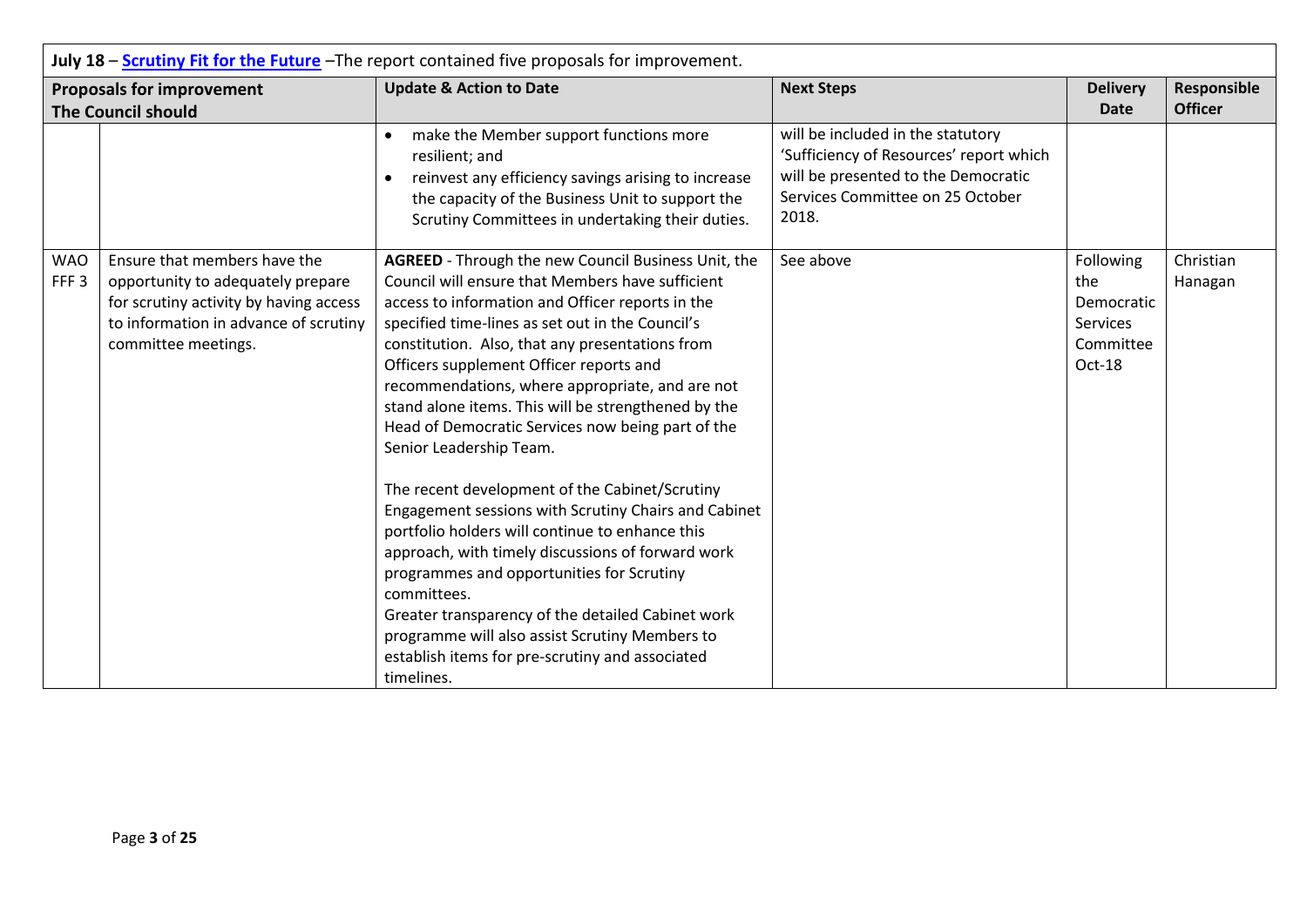**July 18** – **Scrutiny Fit for the Future** –The report contained five proposals for improvement.

| Proposals for improvement The Council should | | Update & Action to Date | Next Steps | Delivery Date | Responsible Officer |
|---|---|---|---|---|---|
| | | • make the Member support functions more resilient; and<br>• reinvest any efficiency savings arising to increase the capacity of the Business Unit to support the Scrutiny Committees in undertaking their duties. | will be included in the statutory 'Sufficiency of Resources' report which will be presented to the Democratic Services Committee on 25 October 2018. | | |
| WAO FFF 3 | Ensure that members have the opportunity to adequately prepare for scrutiny activity by having access to information in advance of scrutiny committee meetings. | **AGREED** - Through the new Council Business Unit, the Council will ensure that Members have sufficient access to information and Officer reports in the specified time-lines as set out in the Council's constitution. Also, that any presentations from Officers supplement Officer reports and recommendations, where appropriate, and are not stand alone items. This will be strengthened by the Head of Democratic Services now being part of the Senior Leadership Team.<br><br>The recent development of the Cabinet/Scrutiny Engagement sessions with Scrutiny Chairs and Cabinet portfolio holders will continue to enhance this approach, with timely discussions of forward work programmes and opportunities for Scrutiny committees.<br>Greater transparency of the detailed Cabinet work programme will also assist Scrutiny Members to establish items for pre-scrutiny and associated timelines. | See above | Following the Democratic Services Committee Oct-18 | Christian Hanagan |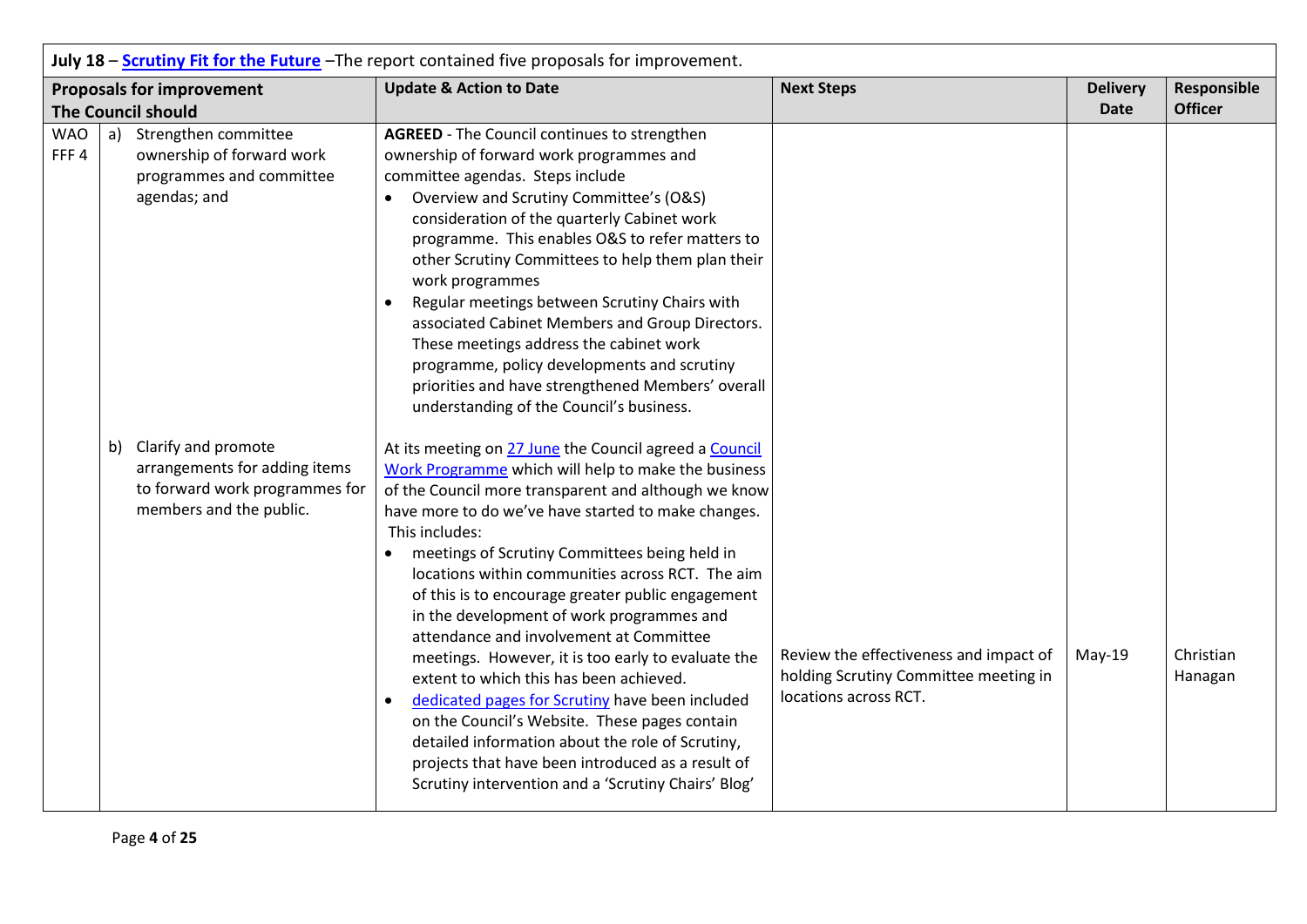| **July 18** – **Scrutiny Fit for the Future** –The report contained five proposals for improvement. | | | | | | |
|---|---|---|---|---|---|---|
| **Proposals for improvement The Council should** | | | **Update & Action to Date** | **Next Steps** | **Delivery Date** | **Responsible Officer** |
| WAO FFF 4 | a) | Strengthen committee ownership of forward work programmes and committee agendas; and | **AGREED** - The Council continues to strengthen ownership of forward work programmes and committee agendas. Steps include<br>• Overview and Scrutiny Committee's (O&S) consideration of the quarterly Cabinet work programme. This enables O&S to refer matters to other Scrutiny Committees to help them plan their work programmes<br>• Regular meetings between Scrutiny Chairs with associated Cabinet Members and Group Directors. These meetings address the cabinet work programme, policy developments and scrutiny priorities and have strengthened Members' overall understanding of the Council's business. | | | |
| | b) | Clarify and promote arrangements for adding items to forward work programmes for members and the public. | At its meeting on 27 June the Council agreed a Council Work Programme which will help to make the business of the Council more transparent and although we know have more to do we've have started to make changes. This includes:<br>• meetings of Scrutiny Committees being held in locations within communities across RCT. The aim of this is to encourage greater public engagement in the development of work programmes and attendance and involvement at Committee meetings. However, it is too early to evaluate the extent to which this has been achieved.<br>• dedicated pages for Scrutiny have been included on the Council's Website. These pages contain detailed information about the role of Scrutiny, projects that have been introduced as a result of Scrutiny intervention and a 'Scrutiny Chairs' Blog' | Review the effectiveness and impact of holding Scrutiny Committee meeting in locations across RCT. | May-19 | Christian Hanagan |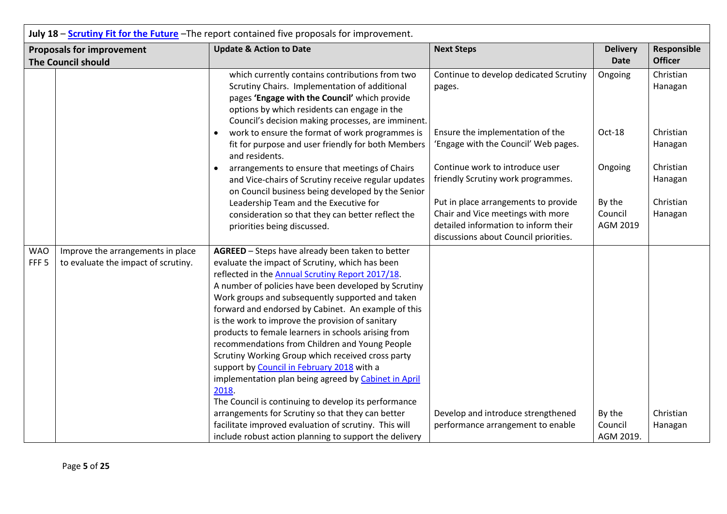| July 18 – Scrutiny Fit for the Future –The report contained five proposals for improvement. | | | | | |
|---|---|---|---|---|---|
| **Proposals for improvement** **The Council should** | | **Update & Action to Date** | **Next Steps** | **Delivery Date** | **Responsible Officer** |
| | | which currently contains contributions from two Scrutiny Chairs. Implementation of additional pages **'Engage with the Council'** which provide options by which residents can engage in the Council's decision making processes, are imminent. | Continue to develop dedicated Scrutiny pages. | Ongoing | Christian Hanagan |
| | | • work to ensure the format of work programmes is fit for purpose and user friendly for both Members and residents. | Ensure the implementation of the 'Engage with the Council' Web pages. | Oct-18 | Christian Hanagan |
| | | • arrangements to ensure that meetings of Chairs and Vice-chairs of Scrutiny receive regular updates on Council business being developed by the Senior Leadership Team and the Executive for consideration so that they can better reflect the priorities being discussed. | Continue work to introduce user friendly Scrutiny work programmes.<br><br>Put in place arrangements to provide Chair and Vice meetings with more detailed information to inform their discussions about Council priorities. | Ongoing<br><br>By the Council AGM 2019 | Christian Hanagan<br><br>Christian Hanagan |
| WAO FFF 5 | Improve the arrangements in place to evaluate the impact of scrutiny. | **AGREED** – Steps have already been taken to better evaluate the impact of Scrutiny, which has been reflected in the Annual Scrutiny Report 2017/18.<br>A number of policies have been developed by Scrutiny Work groups and subsequently supported and taken forward and endorsed by Cabinet. An example of this is the work to improve the provision of sanitary products to female learners in schools arising from recommendations from Children and Young People Scrutiny Working Group which received cross party support by Council in February 2018 with a implementation plan being agreed by Cabinet in April 2018.<br>The Council is continuing to develop its performance arrangements for Scrutiny so that they can better facilitate improved evaluation of scrutiny. This will include robust action planning to support the delivery | Develop and introduce strengthened performance arrangement to enable | By the Council AGM 2019. | Christian Hanagan |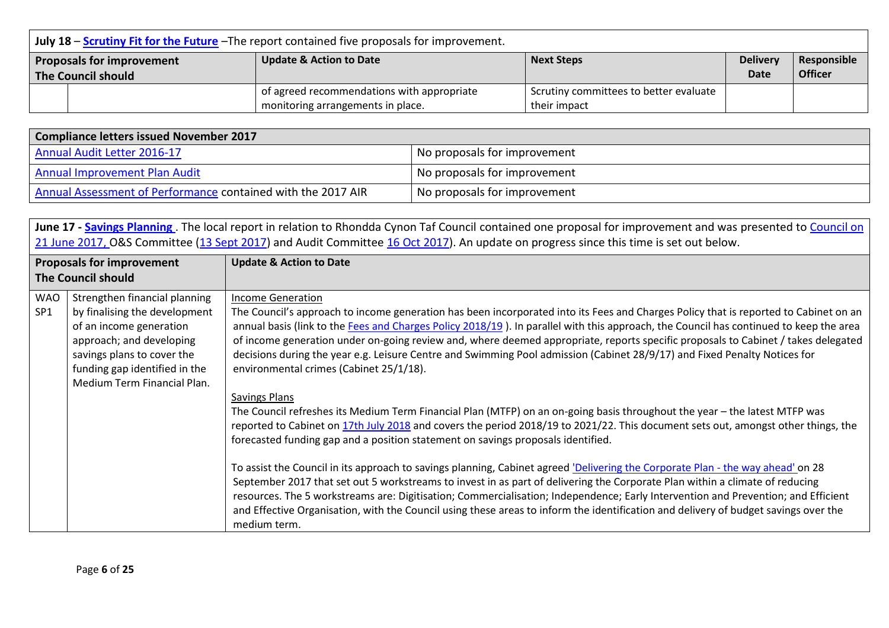| **July 18** – **Scrutiny Fit for the Future** –The report contained five proposals for improvement. | | | | | |
|---|---|---|---|---|---|
| **Proposals for improvement The Council should** | | **Update & Action to Date** | **Next Steps** | **Delivery Date** | **Responsible Officer** |
| | | of agreed recommendations with appropriate monitoring arrangements in place. | Scrutiny committees to better evaluate their impact | | |

| **Compliance letters issued November 2017** | |
|---|---|
| Annual Audit Letter 2016-17 | No proposals for improvement |
| Annual Improvement Plan Audit | No proposals for improvement |
| Annual Assessment of Performance contained with the 2017 AIR | No proposals for improvement |

| **June 17 - Savings Planning**. The local report in relation to Rhondda Cynon Taf Council contained one proposal for improvement and was presented to Council on 21 June 2017, O&S Committee (13 Sept 2017) and Audit Committee 16 Oct 2017). An update on progress since this time is set out below. | | |
|---|---|---|
| **Proposals for improvement The Council should** | | **Update & Action to Date** |
| WAO SP1 | Strengthen financial planning by finalising the development of an income generation approach; and developing savings plans to cover the funding gap identified in the Medium Term Financial Plan. | Income Generation<br>The Council's approach to income generation has been incorporated into its Fees and Charges Policy that is reported to Cabinet on an annual basis (link to the Fees and Charges Policy 2018/19 ). In parallel with this approach, the Council has continued to keep the area of income generation under on-going review and, where deemed appropriate, reports specific proposals to Cabinet / takes delegated decisions during the year e.g. Leisure Centre and Swimming Pool admission (Cabinet 28/9/17) and Fixed Penalty Notices for environmental crimes (Cabinet 25/1/18).<br><br>Savings Plans<br>The Council refreshes its Medium Term Financial Plan (MTFP) on an on-going basis throughout the year – the latest MTFP was reported to Cabinet on 17th July 2018 and covers the period 2018/19 to 2021/22. This document sets out, amongst other things, the forecasted funding gap and a position statement on savings proposals identified.<br><br>To assist the Council in its approach to savings planning, Cabinet agreed 'Delivering the Corporate Plan - the way ahead' on 28 September 2017 that set out 5 workstreams to invest in as part of delivering the Corporate Plan within a climate of reducing resources. The 5 workstreams are: Digitisation; Commercialisation; Independence; Early Intervention and Prevention; and Efficient and Effective Organisation, with the Council using these areas to inform the identification and delivery of budget savings over the medium term. |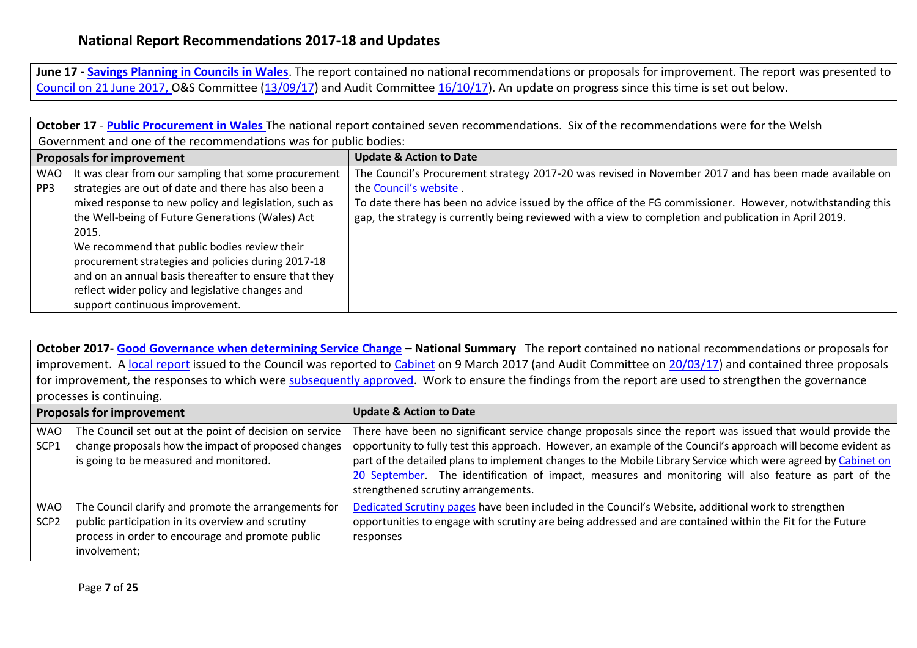## National Report Recommendations 2017-18 and Updates

**June 17 - Savings Planning in Councils in Wales**. The report contained no national recommendations or proposals for improvement. The report was presented to Council on 21 June 2017, O&S Committee (13/09/17) and Audit Committee 16/10/17). An update on progress since this time is set out below.

**October 17** - **Public Procurement in Wales** The national report contained seven recommendations. Six of the recommendations were for the Welsh Government and one of the recommendations was for public bodies:

| Proposals for improvement | | Update & Action to Date |
|---|---|---|
| WAO PP3 | It was clear from our sampling that some procurement strategies are out of date and there has also been a mixed response to new policy and legislation, such as the Well-being of Future Generations (Wales) Act 2015.<br>We recommend that public bodies review their procurement strategies and policies during 2017-18 and on an annual basis thereafter to ensure that they reflect wider policy and legislative changes and support continuous improvement. | The Council's Procurement strategy 2017-20 was revised in November 2017 and has been made available on the Council's website .<br>To date there has been no advice issued by the office of the FG commissioner. However, notwithstanding this gap, the strategy is currently being reviewed with a view to completion and publication in April 2019. |

**October 2017- Good Governance when determining Service Change – National Summary** The report contained no national recommendations or proposals for improvement. A local report issued to the Council was reported to Cabinet on 9 March 2017 (and Audit Committee on 20/03/17) and contained three proposals for improvement, the responses to which were subsequently approved. Work to ensure the findings from the report are used to strengthen the governance processes is continuing.

| Proposals for improvement | | Update & Action to Date |
|---|---|---|
| WAO SCP1 | The Council set out at the point of decision on service change proposals how the impact of proposed changes is going to be measured and monitored. | There have been no significant service change proposals since the report was issued that would provide the opportunity to fully test this approach. However, an example of the Council's approach will become evident as part of the detailed plans to implement changes to the Mobile Library Service which were agreed by Cabinet on 20 September. The identification of impact, measures and monitoring will also feature as part of the strengthened scrutiny arrangements. |
| WAO SCP2 | The Council clarify and promote the arrangements for public participation in its overview and scrutiny process in order to encourage and promote public involvement; | Dedicated Scrutiny pages have been included in the Council's Website, additional work to strengthen opportunities to engage with scrutiny are being addressed and are contained within the Fit for the Future responses |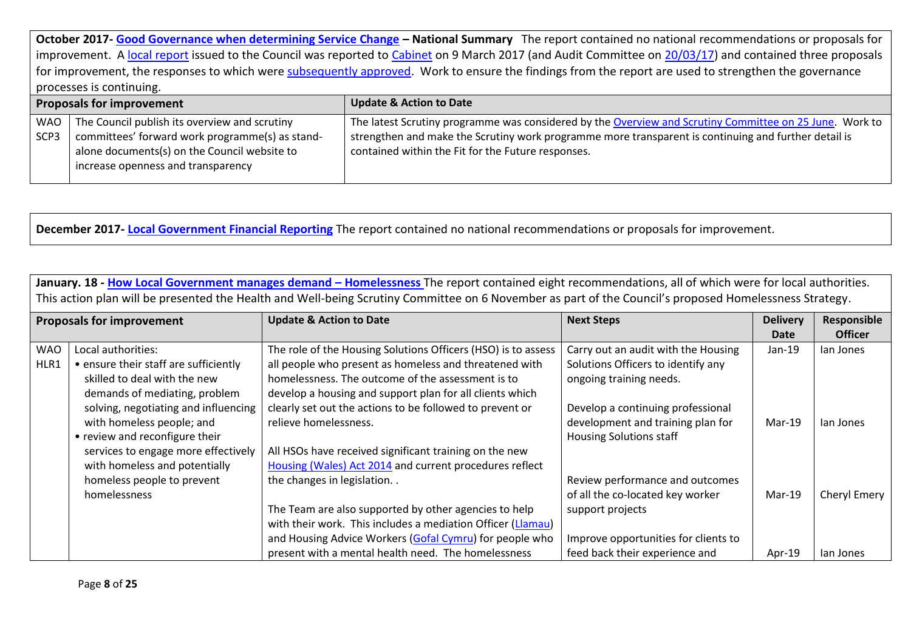**October 2017- Good Governance when determining Service Change – National Summary** The report contained no national recommendations or proposals for improvement. A local report issued to the Council was reported to Cabinet on 9 March 2017 (and Audit Committee on 20/03/17) and contained three proposals for improvement, the responses to which were subsequently approved. Work to ensure the findings from the report are used to strengthen the governance processes is continuing.

| Proposals for improvement | | Update & Action to Date |
|---|---|---|
| WAO SCP3 | The Council publish its overview and scrutiny committees' forward work programme(s) as stand-alone documents(s) on the Council website to increase openness and transparency | The latest Scrutiny programme was considered by the Overview and Scrutiny Committee on 25 June. Work to strengthen and make the Scrutiny work programme more transparent is continuing and further detail is contained within the Fit for the Future responses. |

**December 2017- Local Government Financial Reporting** The report contained no national recommendations or proposals for improvement.

**January. 18 - How Local Government manages demand – Homelessness** The report contained eight recommendations, all of which were for local authorities. This action plan will be presented the Health and Well-being Scrutiny Committee on 6 November as part of the Council's proposed Homelessness Strategy.

| Proposals for improvement | | Update & Action to Date | Next Steps | Delivery Date | Responsible Officer |
|---|---|---|---|---|---|
| WAO HLR1 | Local authorities:<br>• ensure their staff are sufficiently skilled to deal with the new demands of mediating, problem solving, negotiating and influencing with homeless people; and<br>• review and reconfigure their services to engage more effectively with homeless and potentially homeless people to prevent homelessness | The role of the Housing Solutions Officers (HSO) is to assess all people who present as homeless and threatened with homelessness. The outcome of the assessment is to develop a housing and support plan for all clients which clearly set out the actions to be followed to prevent or relieve homelessness.<br><br>All HSOs have received significant training on the new Housing (Wales) Act 2014 and current procedures reflect the changes in legislation. .<br><br>The Team are also supported by other agencies to help with their work. This includes a mediation Officer (Llamau) and Housing Advice Workers (Gofal Cymru) for people who present with a mental health need. The homelessness | Carry out an audit with the Housing Solutions Officers to identify any ongoing training needs.<br><br>Develop a continuing professional development and training plan for Housing Solutions staff<br><br>Review performance and outcomes of all the co-located key worker support projects<br><br>Improve opportunities for clients to feed back their experience and | Jan-19<br><br><br><br>Mar-19<br><br><br>Mar-19<br><br><br>Apr-19 | Ian Jones<br><br><br><br>Ian Jones<br><br><br>Cheryl Emery<br><br><br>Ian Jones |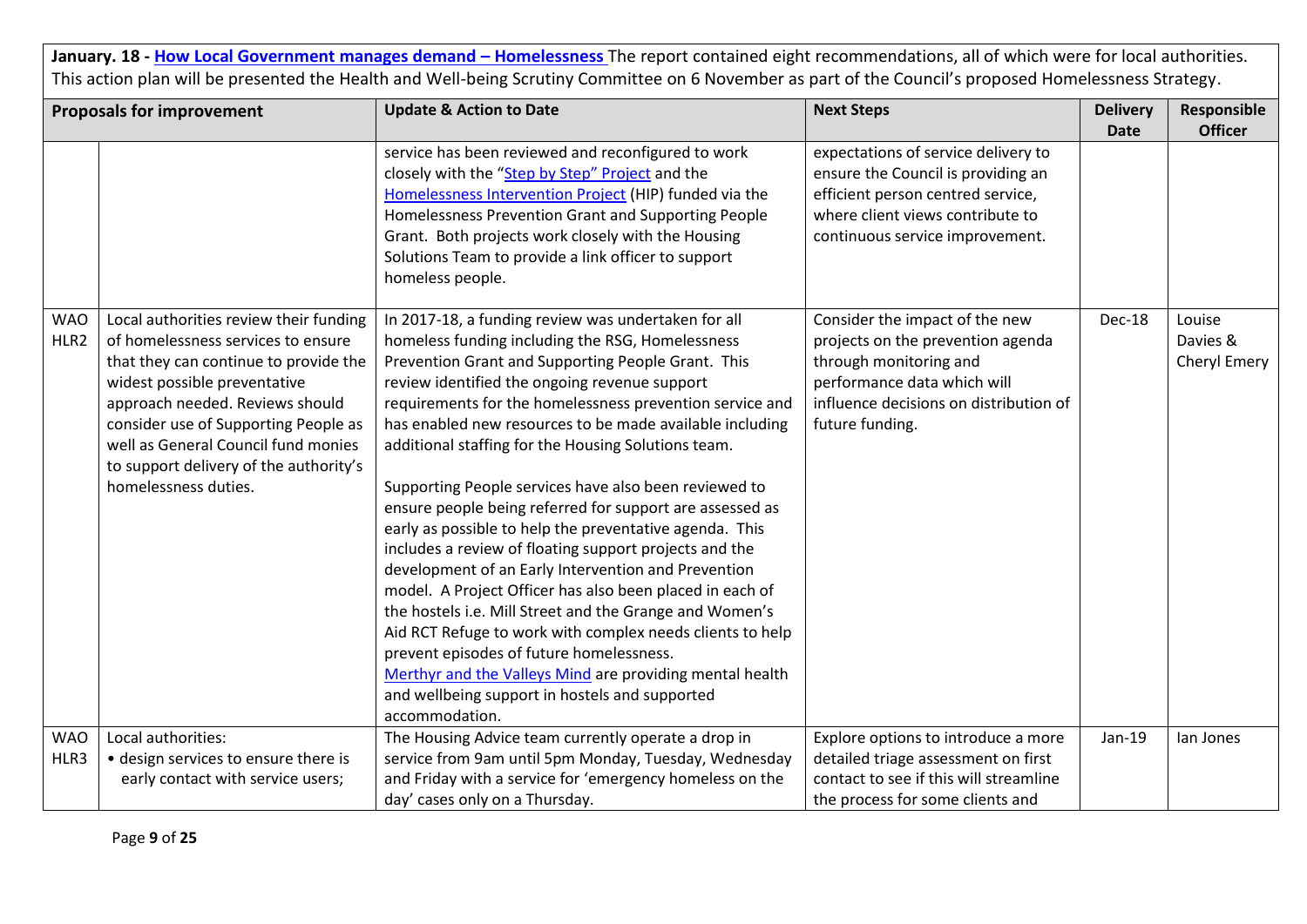**January. 18 - [How Local Government manages demand – Homelessness](#)** The report contained eight recommendations, all of which were for local authorities. This action plan will be presented the Health and Well-being Scrutiny Committee on 6 November as part of the Council's proposed Homelessness Strategy.

| Proposals for improvement | | Update & Action to Date | Next Steps | Delivery Date | Responsible Officer |
|---|---|---|---|---|---|
| | | service has been reviewed and reconfigured to work closely with the "[Step by Step" Project](#) and the [Homelessness Intervention Project](#) (HIP) funded via the Homelessness Prevention Grant and Supporting People Grant. Both projects work closely with the Housing Solutions Team to provide a link officer to support homeless people. | expectations of service delivery to ensure the Council is providing an efficient person centred service, where client views contribute to continuous service improvement. | | |
| WAO HLR2 | Local authorities review their funding of homelessness services to ensure that they can continue to provide the widest possible preventative approach needed. Reviews should consider use of Supporting People as well as General Council fund monies to support delivery of the authority's homelessness duties. | In 2017-18, a funding review was undertaken for all homeless funding including the RSG, Homelessness Prevention Grant and Supporting People Grant. This review identified the ongoing revenue support requirements for the homelessness prevention service and has enabled new resources to be made available including additional staffing for the Housing Solutions team.<br><br>Supporting People services have also been reviewed to ensure people being referred for support are assessed as early as possible to help the preventative agenda. This includes a review of floating support projects and the development of an Early Intervention and Prevention model. A Project Officer has also been placed in each of the hostels i.e. Mill Street and the Grange and Women's Aid RCT Refuge to work with complex needs clients to help prevent episodes of future homelessness.<br>[Merthyr and the Valleys Mind](#) are providing mental health and wellbeing support in hostels and supported accommodation. | Consider the impact of the new projects on the prevention agenda through monitoring and performance data which will influence decisions on distribution of future funding. | Dec-18 | Louise Davies & Cheryl Emery |
| WAO HLR3 | Local authorities:<br>• design services to ensure there is early contact with service users; | The Housing Advice team currently operate a drop in service from 9am until 5pm Monday, Tuesday, Wednesday and Friday with a service for 'emergency homeless on the day' cases only on a Thursday. | Explore options to introduce a more detailed triage assessment on first contact to see if this will streamline the process for some clients and | Jan-19 | Ian Jones |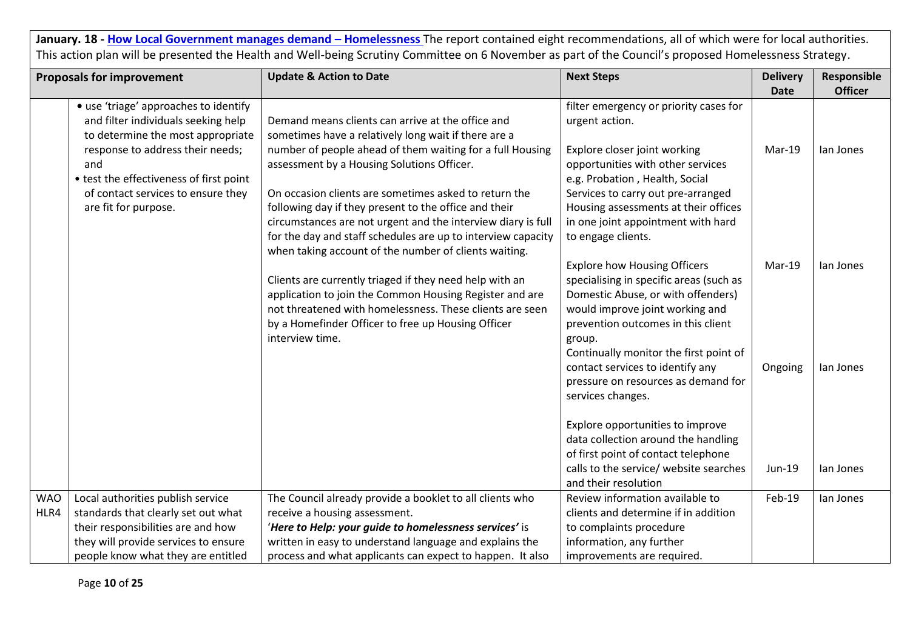**January. 18 - How Local Government manages demand – Homelessness** The report contained eight recommendations, all of which were for local authorities. This action plan will be presented the Health and Well-being Scrutiny Committee on 6 November as part of the Council's proposed Homelessness Strategy.

| Proposals for improvement | | Update & Action to Date | Next Steps | Delivery Date | Responsible Officer |
|---|---|---|---|---|---|
| | • use 'triage' approaches to identify and filter individuals seeking help to determine the most appropriate response to address their needs; and<br>• test the effectiveness of first point of contact services to ensure they are fit for purpose. | Demand means clients can arrive at the office and sometimes have a relatively long wait if there are a number of people ahead of them waiting for a full Housing assessment by a Housing Solutions Officer.<br><br>On occasion clients are sometimes asked to return the following day if they present to the office and their circumstances are not urgent and the interview diary is full for the day and staff schedules are up to interview capacity when taking account of the number of clients waiting.<br><br>Clients are currently triaged if they need help with an application to join the Common Housing Register and are not threatened with homelessness. These clients are seen by a Homefinder Officer to free up Housing Officer interview time. | filter emergency or priority cases for urgent action. | | |
| | | | Explore closer joint working opportunities with other services e.g. Probation , Health, Social Services to carry out pre-arranged Housing assessments at their offices in one joint appointment with hard to engage clients. | Mar-19 | Ian Jones |
| | | | Explore how Housing Officers specialising in specific areas (such as Domestic Abuse, or with offenders) would improve joint working and prevention outcomes in this client group. | Mar-19 | Ian Jones |
| | | | Continually monitor the first point of contact services to identify any pressure on resources as demand for services changes. | Ongoing | Ian Jones |
| | | | Explore opportunities to improve data collection around the handling of first point of contact telephone calls to the service/ website searches and their resolution | Jun-19 | Ian Jones |
| WAO HLR4 | Local authorities publish service standards that clearly set out what their responsibilities are and how they will provide services to ensure people know what they are entitled | The Council already provide a booklet to all clients who receive a housing assessment.<br>'***Here to Help: your guide to homelessness services'*** is written in easy to understand language and explains the process and what applicants can expect to happen. It also | Review information available to clients and determine if in addition to complaints procedure information, any further improvements are required. | Feb-19 | Ian Jones |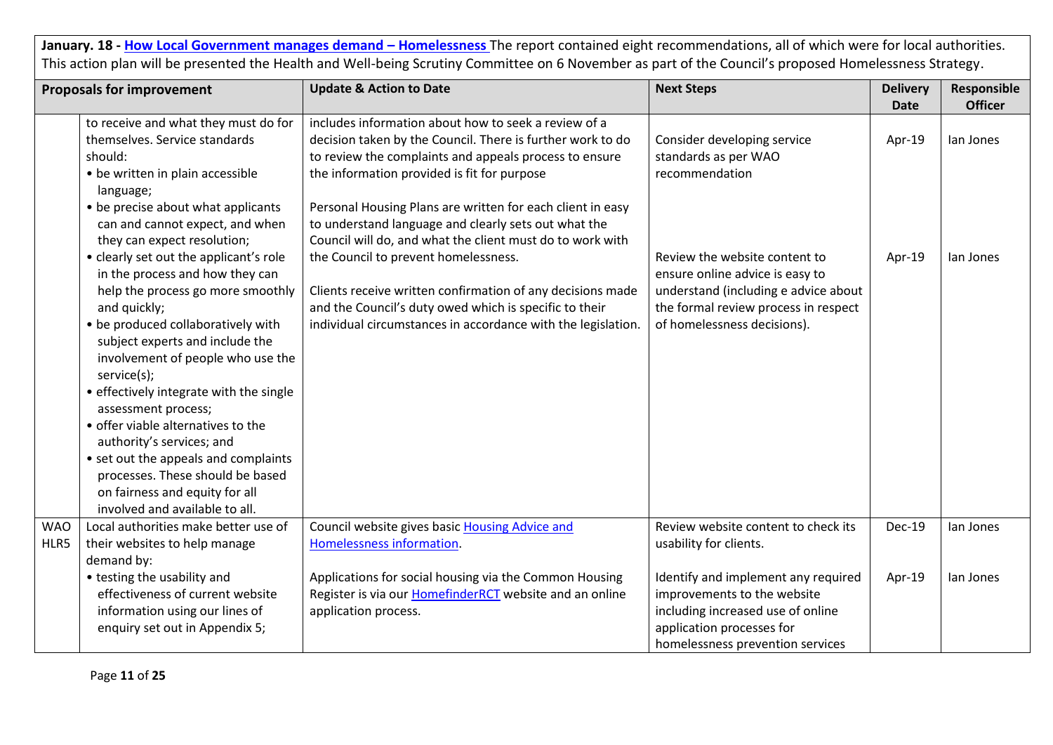**January. 18 - [How Local Government manages demand – Homelessness](#)** The report contained eight recommendations, all of which were for local authorities. This action plan will be presented the Health and Well-being Scrutiny Committee on 6 November as part of the Council's proposed Homelessness Strategy.

| Proposals for improvement | | Update & Action to Date | Next Steps | Delivery Date | Responsible Officer |
|---|---|---|---|---|---|
| | to receive and what they must do for themselves. Service standards should:<br>• be written in plain accessible language;<br>• be precise about what applicants can and cannot expect, and when they can expect resolution;<br>• clearly set out the applicant's role in the process and how they can help the process go more smoothly and quickly;<br>• be produced collaboratively with subject experts and include the involvement of people who use the service(s);<br>• effectively integrate with the single assessment process;<br>• offer viable alternatives to the authority's services; and<br>• set out the appeals and complaints processes. These should be based on fairness and equity for all involved and available to all. | includes information about how to seek a review of a decision taken by the Council. There is further work to do to review the complaints and appeals process to ensure the information provided is fit for purpose<br><br>Personal Housing Plans are written for each client in easy to understand language and clearly sets out what the Council will do, and what the client must do to work with the Council to prevent homelessness.<br><br>Clients receive written confirmation of any decisions made and the Council's duty owed which is specific to their individual circumstances in accordance with the legislation. | Consider developing service standards as per WAO recommendation<br><br>Review the website content to ensure online advice is easy to understand (including e advice about the formal review process in respect of homelessness decisions). | Apr-19<br><br>Apr-19 | Ian Jones<br><br>Ian Jones |
| WAO HLR5 | Local authorities make better use of their websites to help manage demand by:<br>• testing the usability and effectiveness of current website information using our lines of enquiry set out in Appendix 5; | Council website gives basic [Housing Advice and Homelessness information](#).<br><br>Applications for social housing via the Common Housing Register is via our [HomefinderRCT](#) website and an online application process. | Review website content to check its usability for clients.<br><br>Identify and implement any required improvements to the website including increased use of online application processes for homelessness prevention services | Dec-19<br><br>Apr-19 | Ian Jones<br><br>Ian Jones |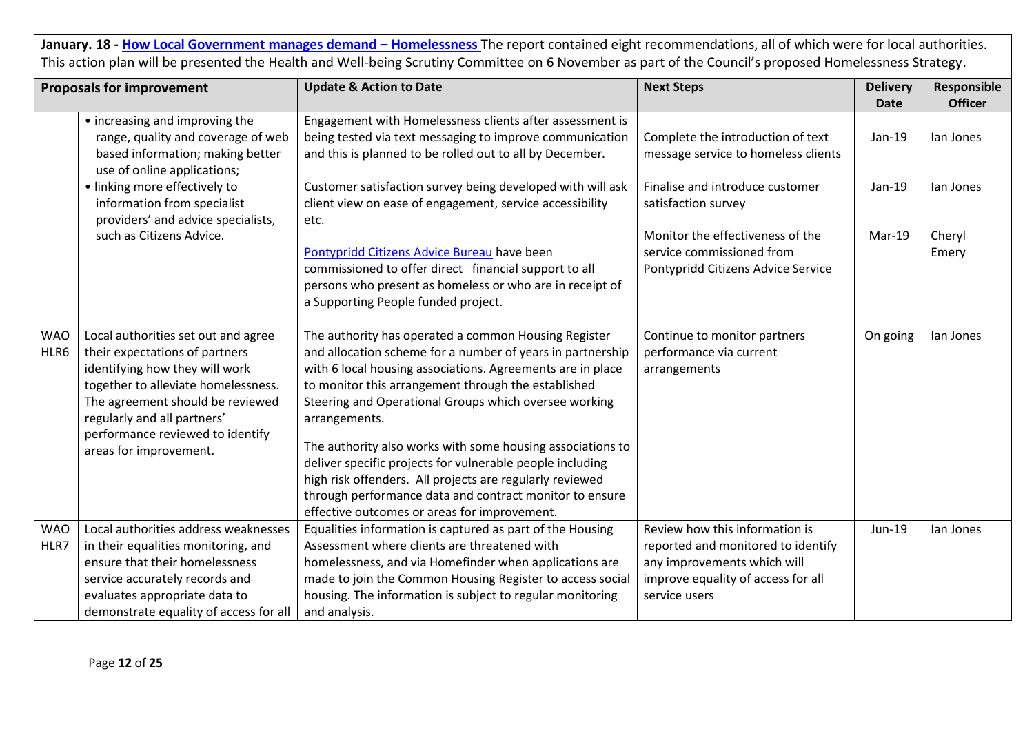**January. 18 - [How Local Government manages demand – Homelessness](#)** The report contained eight recommendations, all of which were for local authorities. This action plan will be presented the Health and Well-being Scrutiny Committee on 6 November as part of the Council's proposed Homelessness Strategy.

| Proposals for improvement | | Update & Action to Date | Next Steps | Delivery Date | Responsible Officer |
|---|---|---|---|---|---|
| | • increasing and improving the range, quality and coverage of web based information; making better use of online applications;<br>• linking more effectively to information from specialist providers' and advice specialists, such as Citizens Advice. | Engagement with Homelessness clients after assessment is being tested via text messaging to improve communication and this is planned to be rolled out to all by December.<br><br>Customer satisfaction survey being developed with will ask client view on ease of engagement, service accessibility etc.<br><br>[Pontypridd Citizens Advice Bureau](#) have been commissioned to offer direct financial support to all persons who present as homeless or who are in receipt of a Supporting People funded project. | Complete the introduction of text message service to homeless clients<br><br>Finalise and introduce customer satisfaction survey<br><br>Monitor the effectiveness of the service commissioned from Pontypridd Citizens Advice Service | Jan-19<br><br>Jan-19<br><br>Mar-19 | Ian Jones<br><br>Ian Jones<br><br>Cheryl Emery |
| WAO HLR6 | Local authorities set out and agree their expectations of partners identifying how they will work together to alleviate homelessness. The agreement should be reviewed regularly and all partners' performance reviewed to identify areas for improvement. | The authority has operated a common Housing Register and allocation scheme for a number of years in partnership with 6 local housing associations. Agreements are in place to monitor this arrangement through the established Steering and Operational Groups which oversee working arrangements.<br><br>The authority also works with some housing associations to deliver specific projects for vulnerable people including high risk offenders. All projects are regularly reviewed through performance data and contract monitor to ensure effective outcomes or areas for improvement. | Continue to monitor partners performance via current arrangements | On going | Ian Jones |
| WAO HLR7 | Local authorities address weaknesses in their equalities monitoring, and ensure that their homelessness service accurately records and evaluates appropriate data to demonstrate equality of access for all | Equalities information is captured as part of the Housing Assessment where clients are threatened with homelessness, and via Homefinder when applications are made to join the Common Housing Register to access social housing. The information is subject to regular monitoring and analysis. | Review how this information is reported and monitored to identify any improvements which will improve equality of access for all service users | Jun-19 | Ian Jones |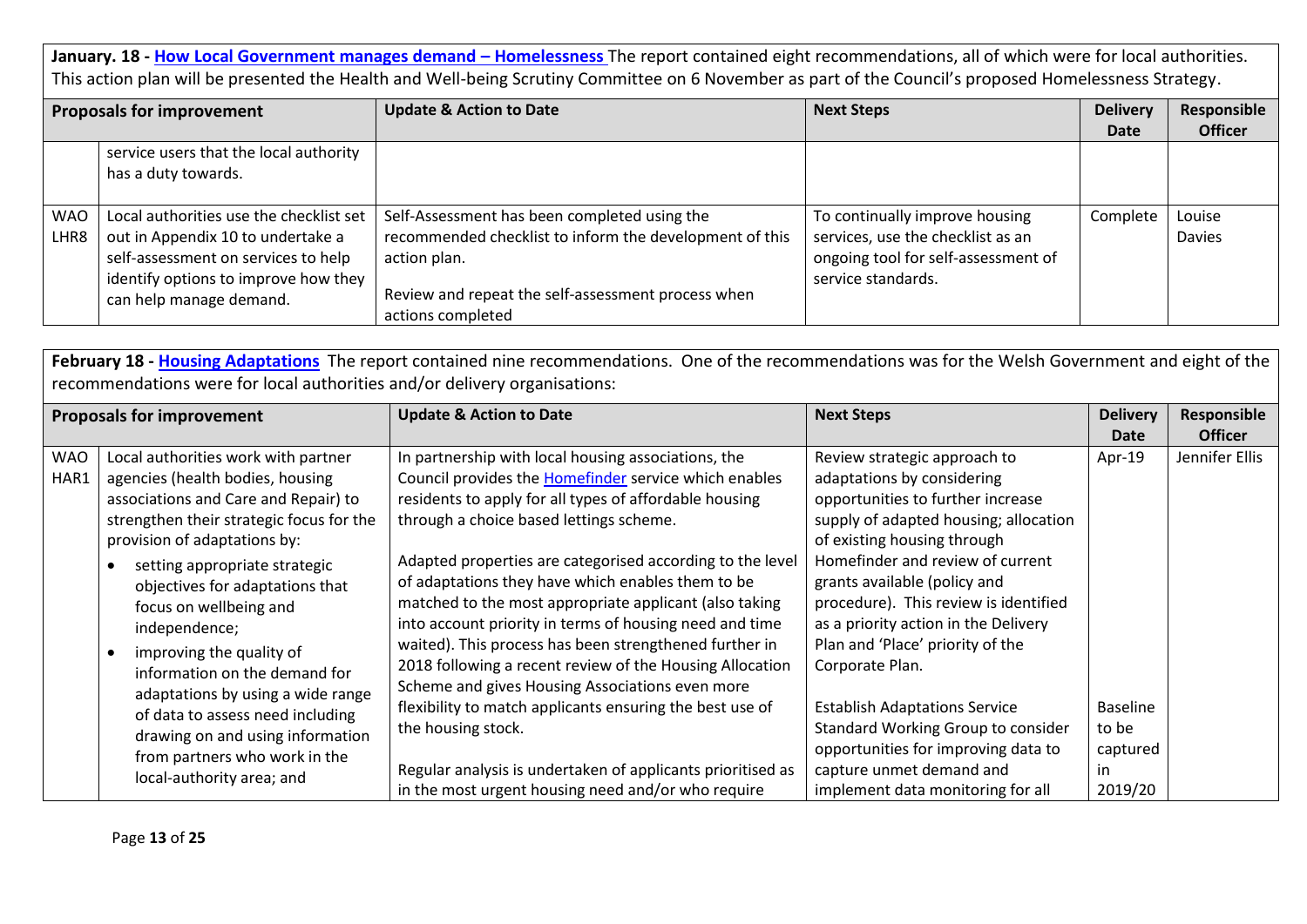**January. 18 - How Local Government manages demand – Homelessness** The report contained eight recommendations, all of which were for local authorities. This action plan will be presented the Health and Well-being Scrutiny Committee on 6 November as part of the Council's proposed Homelessness Strategy.

| Proposals for improvement | | Update & Action to Date | Next Steps | Delivery Date | Responsible Officer |
|---|---|---|---|---|---|
| | service users that the local authority has a duty towards. | | | | |
| WAO LHR8 | Local authorities use the checklist set out in Appendix 10 to undertake a self-assessment on services to help identify options to improve how they can help manage demand. | Self-Assessment has been completed using the recommended checklist to inform the development of this action plan.<br><br>Review and repeat the self-assessment process when actions completed | To continually improve housing services, use the checklist as an ongoing tool for self-assessment of service standards. | Complete | Louise Davies |

**February 18 - Housing Adaptations** The report contained nine recommendations. One of the recommendations was for the Welsh Government and eight of the recommendations were for local authorities and/or delivery organisations:

| Proposals for improvement | | Update & Action to Date | Next Steps | Delivery Date | Responsible Officer |
|---|---|---|---|---|---|
| WAO HAR1 | Local authorities work with partner agencies (health bodies, housing associations and Care and Repair) to strengthen their strategic focus for the provision of adaptations by:<br>• setting appropriate strategic objectives for adaptations that focus on wellbeing and independence;<br>• improving the quality of information on the demand for adaptations by using a wide range of data to assess need including drawing on and using information from partners who work in the local-authority area; and | In partnership with local housing associations, the Council provides the Homefinder service which enables residents to apply for all types of affordable housing through a choice based lettings scheme.<br><br>Adapted properties are categorised according to the level of adaptations they have which enables them to be matched to the most appropriate applicant (also taking into account priority in terms of housing need and time waited). This process has been strengthened further in 2018 following a recent review of the Housing Allocation Scheme and gives Housing Associations even more flexibility to match applicants ensuring the best use of the housing stock.<br><br>Regular analysis is undertaken of applicants prioritised as in the most urgent housing need and/or who require | Review strategic approach to adaptations by considering opportunities to further increase supply of adapted housing; allocation of existing housing through Homefinder and review of current grants available (policy and procedure). This review is identified as a priority action in the Delivery Plan and 'Place' priority of the Corporate Plan.<br><br>Establish Adaptations Service Standard Working Group to consider opportunities for improving data to capture unmet demand and implement data monitoring for all | Apr-19<br><br><br><br><br><br><br><br><br><br>Baseline to be captured in 2019/20 | Jennifer Ellis |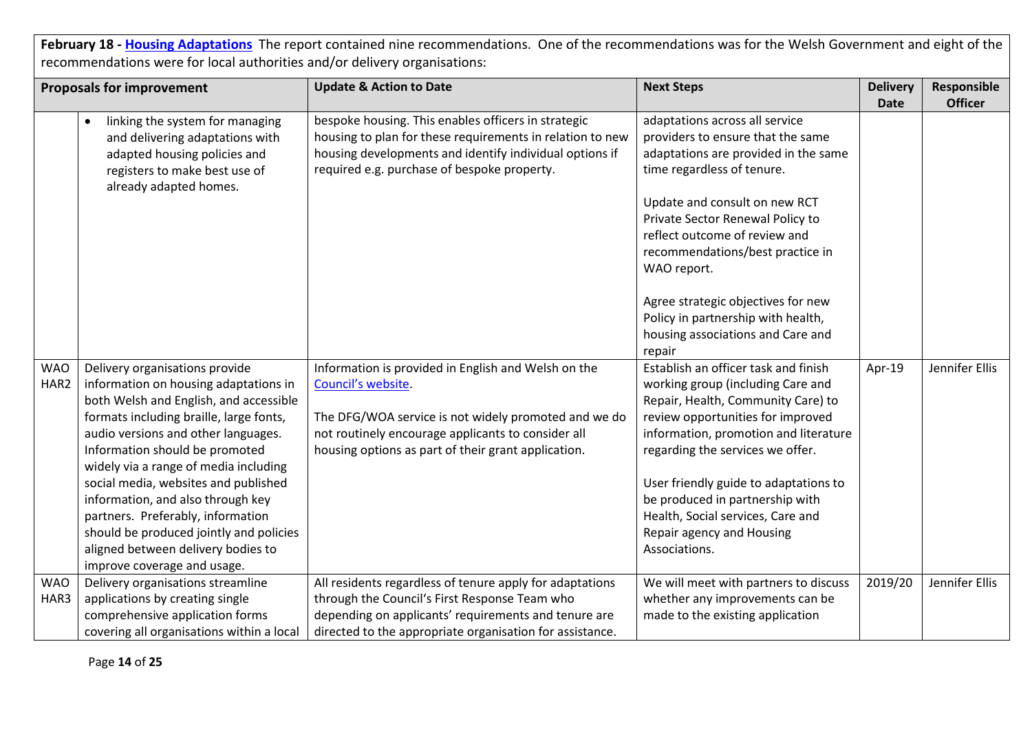**February 18 - Housing Adaptations** The report contained nine recommendations. One of the recommendations was for the Welsh Government and eight of the recommendations were for local authorities and/or delivery organisations:

| Proposals for improvement | | Update & Action to Date | Next Steps | Delivery Date | Responsible Officer |
|---|---|---|---|---|---|
| | • linking the system for managing and delivering adaptations with adapted housing policies and registers to make best use of already adapted homes. | bespoke housing. This enables officers in strategic housing to plan for these requirements in relation to new housing developments and identify individual options if required e.g. purchase of bespoke property. | adaptations across all service providers to ensure that the same adaptations are provided in the same time regardless of tenure.<br><br>Update and consult on new RCT Private Sector Renewal Policy to reflect outcome of review and recommendations/best practice in WAO report.<br><br>Agree strategic objectives for new Policy in partnership with health, housing associations and Care and repair | | |
| WAO HAR2 | Delivery organisations provide information on housing adaptations in both Welsh and English, and accessible formats including braille, large fonts, audio versions and other languages. Information should be promoted widely via a range of media including social media, websites and published information, and also through key partners. Preferably, information should be produced jointly and policies aligned between delivery bodies to improve coverage and usage. | Information is provided in English and Welsh on the Council's website.<br><br>The DFG/WOA service is not widely promoted and we do not routinely encourage applicants to consider all housing options as part of their grant application. | Establish an officer task and finish working group (including Care and Repair, Health, Community Care) to review opportunities for improved information, promotion and literature regarding the services we offer.<br><br>User friendly guide to adaptations to be produced in partnership with Health, Social services, Care and Repair agency and Housing Associations. | Apr-19 | Jennifer Ellis |
| WAO HAR3 | Delivery organisations streamline applications by creating single comprehensive application forms covering all organisations within a local | All residents regardless of tenure apply for adaptations through the Council's First Response Team who depending on applicants' requirements and tenure are directed to the appropriate organisation for assistance. | We will meet with partners to discuss whether any improvements can be made to the existing application | 2019/20 | Jennifer Ellis |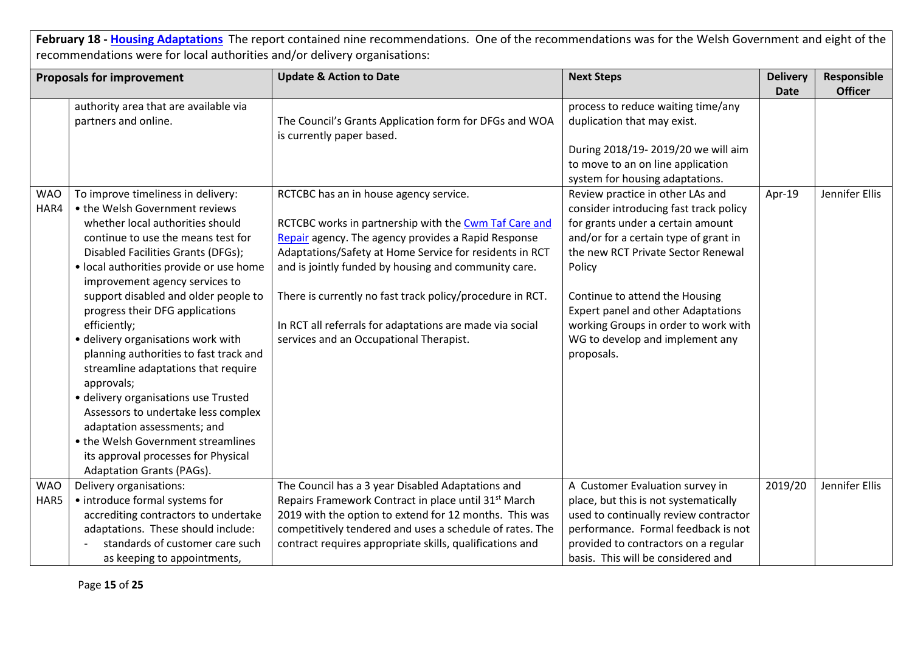**February 18 - Housing Adaptations** The report contained nine recommendations. One of the recommendations was for the Welsh Government and eight of the recommendations were for local authorities and/or delivery organisations:

| Proposals for improvement | | Update & Action to Date | Next Steps | Delivery Date | Responsible Officer |
|---|---|---|---|---|---|
| | authority area that are available via partners and online. | The Council's Grants Application form for DFGs and WOA is currently paper based. | process to reduce waiting time/any duplication that may exist.<br><br>During 2018/19- 2019/20 we will aim to move to an on line application system for housing adaptations. | | |
| WAO HAR4 | To improve timeliness in delivery:<br>• the Welsh Government reviews whether local authorities should continue to use the means test for Disabled Facilities Grants (DFGs);<br>• local authorities provide or use home improvement agency services to support disabled and older people to progress their DFG applications efficiently;<br>• delivery organisations work with planning authorities to fast track and streamline adaptations that require approvals;<br>• delivery organisations use Trusted Assessors to undertake less complex adaptation assessments; and<br>• the Welsh Government streamlines its approval processes for Physical Adaptation Grants (PAGs). | RCTCBC has an in house agency service.<br><br>RCTCBC works in partnership with the Cwm Taf Care and Repair agency. The agency provides a Rapid Response Adaptations/Safety at Home Service for residents in RCT and is jointly funded by housing and community care.<br><br>There is currently no fast track policy/procedure in RCT.<br><br>In RCT all referrals for adaptations are made via social services and an Occupational Therapist. | Review practice in other LAs and consider introducing fast track policy for grants under a certain amount and/or for a certain type of grant in the new RCT Private Sector Renewal Policy<br><br>Continue to attend the Housing Expert panel and other Adaptations working Groups in order to work with WG to develop and implement any proposals. | Apr-19 | Jennifer Ellis |
| WAO HAR5 | Delivery organisations:<br>• introduce formal systems for accrediting contractors to undertake adaptations. These should include:<br>- standards of customer care such as keeping to appointments, | The Council has a 3 year Disabled Adaptations and Repairs Framework Contract in place until 31st March 2019 with the option to extend for 12 months. This was competitively tendered and uses a schedule of rates. The contract requires appropriate skills, qualifications and | A Customer Evaluation survey in place, but this is not systematically used to continually review contractor performance. Formal feedback is not provided to contractors on a regular basis. This will be considered and | 2019/20 | Jennifer Ellis |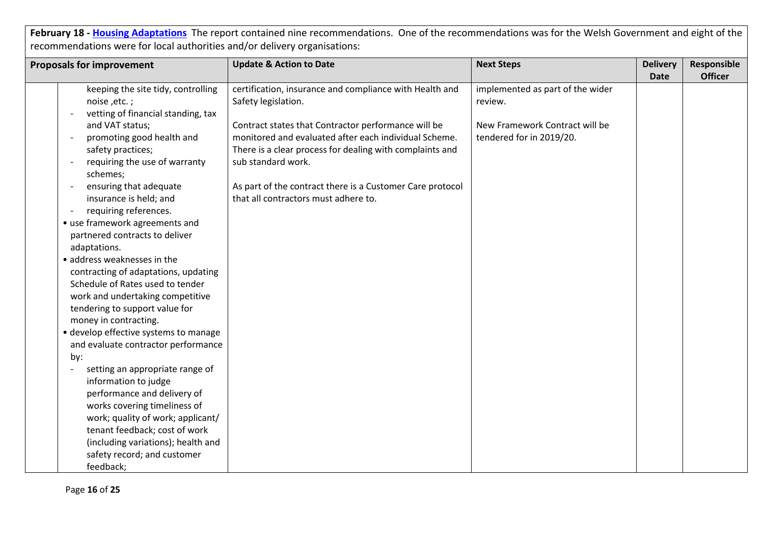**February 18 - Housing Adaptations** The report contained nine recommendations. One of the recommendations was for the Welsh Government and eight of the recommendations were for local authorities and/or delivery organisations:

| Proposals for improvement | Update & Action to Date | Next Steps | Delivery Date | Responsible Officer |
|---|---|---|---|---|
| - keeping the site tidy, controlling noise ,etc. ;<br>- vetting of financial standing, tax and VAT status;<br>- promoting good health and safety practices;<br>- requiring the use of warranty schemes;<br>- ensuring that adequate insurance is held; and<br>- requiring references.<br>• use framework agreements and partnered contracts to deliver adaptations.<br>• address weaknesses in the contracting of adaptations, updating Schedule of Rates used to tender work and undertaking competitive tendering to support value for money in contracting.<br>• develop effective systems to manage and evaluate contractor performance by:<br>- setting an appropriate range of information to judge performance and delivery of works covering timeliness of work; quality of work; applicant/ tenant feedback; cost of work (including variations); health and safety record; and customer feedback; | certification, insurance and compliance with Health and Safety legislation.<br><br>Contract states that Contractor performance will be monitored and evaluated after each individual Scheme. There is a clear process for dealing with complaints and sub standard work.<br><br>As part of the contract there is a Customer Care protocol that all contractors must adhere to. | implemented as part of the wider review.<br><br>New Framework Contract will be tendered for in 2019/20. | | |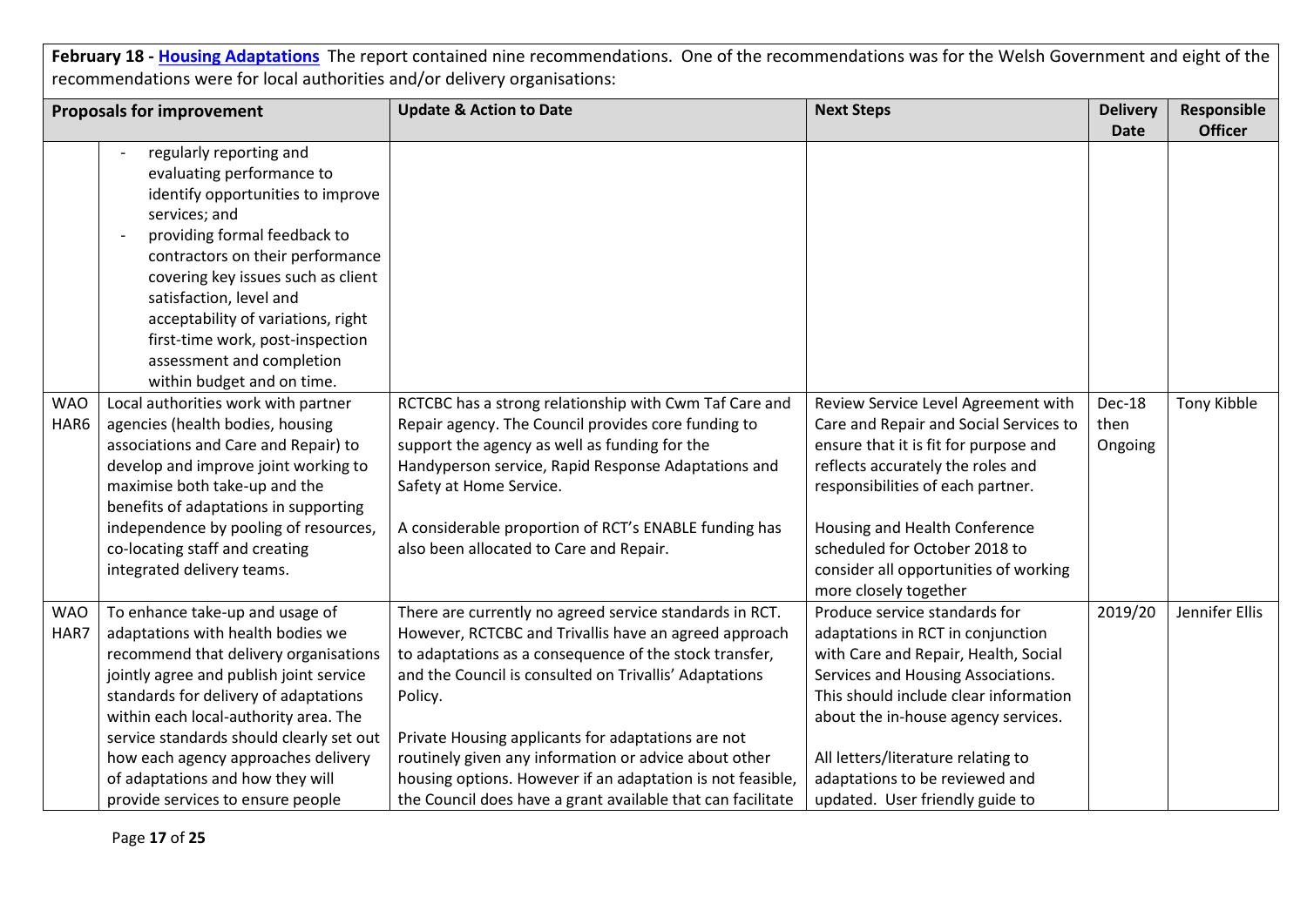**February 18 - Housing Adaptations** The report contained nine recommendations. One of the recommendations was for the Welsh Government and eight of the recommendations were for local authorities and/or delivery organisations:

| Proposals for improvement | | Update & Action to Date | Next Steps | Delivery Date | Responsible Officer |
|---|---|---|---|---|---|
| | - regularly reporting and evaluating performance to identify opportunities to improve services; and<br>- providing formal feedback to contractors on their performance covering key issues such as client satisfaction, level and acceptability of variations, right first-time work, post-inspection assessment and completion within budget and on time. | | | | |
| WAO HAR6 | Local authorities work with partner agencies (health bodies, housing associations and Care and Repair) to develop and improve joint working to maximise both take-up and the benefits of adaptations in supporting independence by pooling of resources, co-locating staff and creating integrated delivery teams. | RCTCBC has a strong relationship with Cwm Taf Care and Repair agency. The Council provides core funding to support the agency as well as funding for the Handyperson service, Rapid Response Adaptations and Safety at Home Service.<br><br>A considerable proportion of RCT's ENABLE funding has also been allocated to Care and Repair. | Review Service Level Agreement with Care and Repair and Social Services to ensure that it is fit for purpose and reflects accurately the roles and responsibilities of each partner.<br><br>Housing and Health Conference scheduled for October 2018 to consider all opportunities of working more closely together | Dec-18 then Ongoing | Tony Kibble |
| WAO HAR7 | To enhance take-up and usage of adaptations with health bodies we recommend that delivery organisations jointly agree and publish joint service standards for delivery of adaptations within each local-authority area. The service standards should clearly set out how each agency approaches delivery of adaptations and how they will provide services to ensure people | There are currently no agreed service standards in RCT. However, RCTCBC and Trivallis have an agreed approach to adaptations as a consequence of the stock transfer, and the Council is consulted on Trivallis' Adaptations Policy.<br><br>Private Housing applicants for adaptations are not routinely given any information or advice about other housing options. However if an adaptation is not feasible, the Council does have a grant available that can facilitate | Produce service standards for adaptations in RCT in conjunction with Care and Repair, Health, Social Services and Housing Associations. This should include clear information about the in-house agency services.<br><br>All letters/literature relating to adaptations to be reviewed and updated. User friendly guide to | 2019/20 | Jennifer Ellis |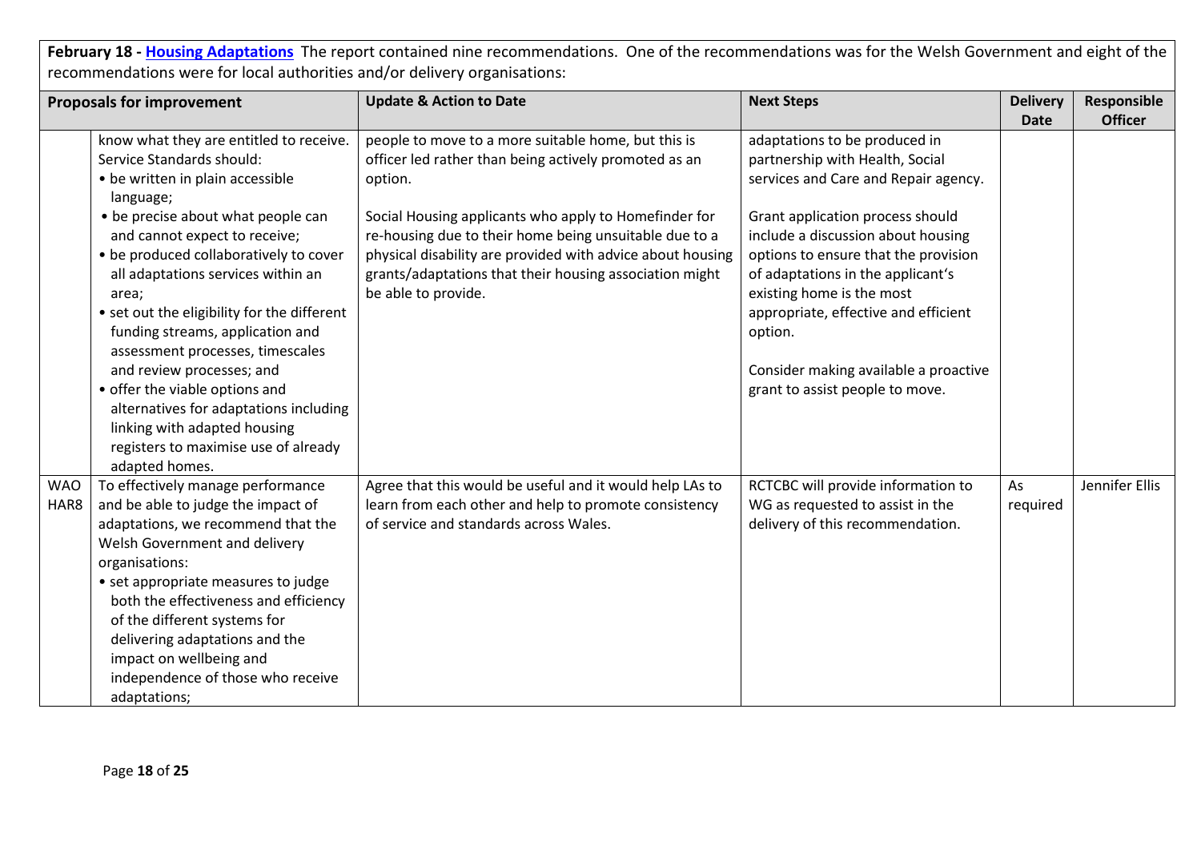**February 18 - Housing Adaptations** The report contained nine recommendations. One of the recommendations was for the Welsh Government and eight of the recommendations were for local authorities and/or delivery organisations:

| Proposals for improvement | | Update & Action to Date | Next Steps | Delivery Date | Responsible Officer |
|---|---|---|---|---|---|
| | know what they are entitled to receive. Service Standards should:<br>• be written in plain accessible language;<br>• be precise about what people can and cannot expect to receive;<br>• be produced collaboratively to cover all adaptations services within an area;<br>• set out the eligibility for the different funding streams, application and assessment processes, timescales and review processes; and<br>• offer the viable options and alternatives for adaptations including linking with adapted housing registers to maximise use of already adapted homes. | people to move to a more suitable home, but this is officer led rather than being actively promoted as an option.<br><br>Social Housing applicants who apply to Homefinder for re-housing due to their home being unsuitable due to a physical disability are provided with advice about housing grants/adaptations that their housing association might be able to provide. | adaptations to be produced in partnership with Health, Social services and Care and Repair agency.<br><br>Grant application process should include a discussion about housing options to ensure that the provision of adaptations in the applicant's existing home is the most appropriate, effective and efficient option.<br><br>Consider making available a proactive grant to assist people to move. | | |
| WAO HAR8 | To effectively manage performance and be able to judge the impact of adaptations, we recommend that the Welsh Government and delivery organisations:<br>• set appropriate measures to judge both the effectiveness and efficiency of the different systems for delivering adaptations and the impact on wellbeing and independence of those who receive adaptations; | Agree that this would be useful and it would help LAs to learn from each other and help to promote consistency of service and standards across Wales. | RCTCBC will provide information to WG as requested to assist in the delivery of this recommendation. | As required | Jennifer Ellis |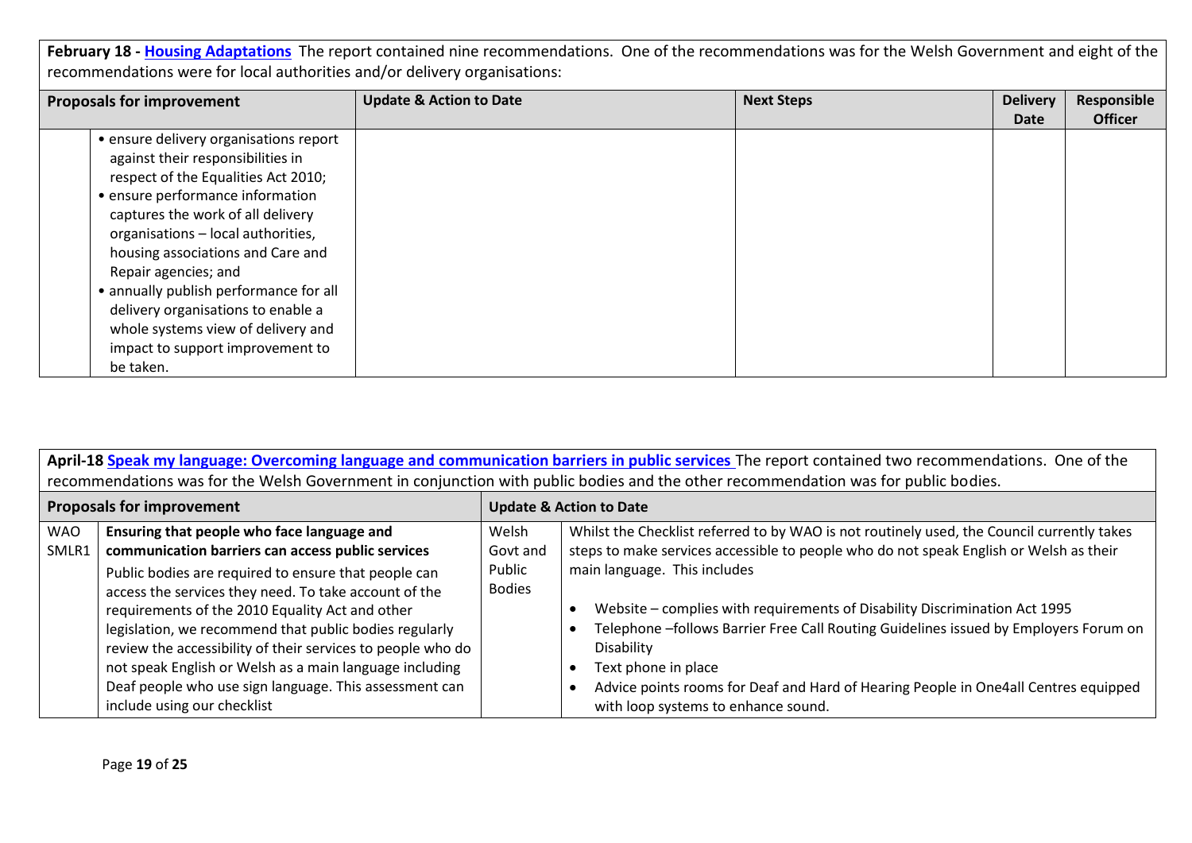**February 18 - Housing Adaptations** The report contained nine recommendations. One of the recommendations was for the Welsh Government and eight of the recommendations were for local authorities and/or delivery organisations:

| Proposals for improvement | | Update & Action to Date | Next Steps | Delivery Date | Responsible Officer |
|---|---|---|---|---|---|
| | • ensure delivery organisations report against their responsibilities in respect of the Equalities Act 2010;<br>• ensure performance information captures the work of all delivery organisations – local authorities, housing associations and Care and Repair agencies; and<br>• annually publish performance for all delivery organisations to enable a whole systems view of delivery and impact to support improvement to be taken. | | | | |

**April-18 Speak my language: Overcoming language and communication barriers in public services** The report contained two recommendations. One of the recommendations was for the Welsh Government in conjunction with public bodies and the other recommendation was for public bodies.

| Proposals for improvement | | Update & Action to Date | |
|---|---|---|---|
| WAO SMLR1 | **Ensuring that people who face language and communication barriers can access public services**<br>Public bodies are required to ensure that people can access the services they need. To take account of the requirements of the 2010 Equality Act and other legislation, we recommend that public bodies regularly review the accessibility of their services to people who do not speak English or Welsh as a main language including Deaf people who use sign language. This assessment can include using our checklist | Welsh Govt and Public Bodies | Whilst the Checklist referred to by WAO is not routinely used, the Council currently takes steps to make services accessible to people who do not speak English or Welsh as their main language. This includes<br>• Website – complies with requirements of Disability Discrimination Act 1995<br>• Telephone –follows Barrier Free Call Routing Guidelines issued by Employers Forum on Disability<br>• Text phone in place<br>• Advice points rooms for Deaf and Hard of Hearing People in One4all Centres equipped with loop systems to enhance sound. |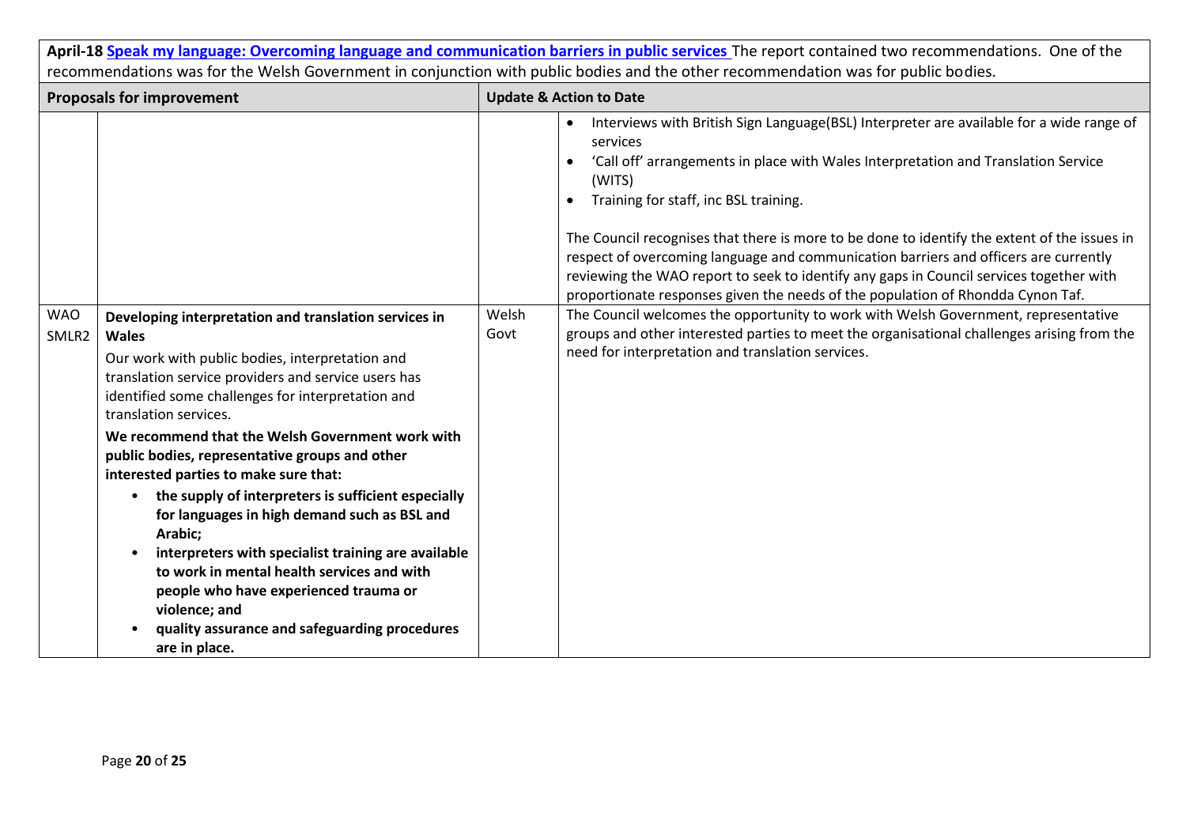| April-18 [Speak my language: Overcoming language and communication barriers in public services](#) The report contained two recommendations. One of the recommendations was for the Welsh Government in conjunction with public bodies and the other recommendation was for public bodies. | | | |
|---|---|---|---|
| **Proposals for improvement** | | | **Update & Action to Date** |
| | | | • Interviews with British Sign Language(BSL) Interpreter are available for a wide range of services<br>• 'Call off' arrangements in place with Wales Interpretation and Translation Service (WITS)<br>• Training for staff, inc BSL training.<br><br>The Council recognises that there is more to be done to identify the extent of the issues in respect of overcoming language and communication barriers and officers are currently reviewing the WAO report to seek to identify any gaps in Council services together with proportionate responses given the needs of the population of Rhondda Cynon Taf. |
| WAO SMLR2 | **Developing interpretation and translation services in Wales**<br>Our work with public bodies, interpretation and translation service providers and service users has identified some challenges for interpretation and translation services.<br>**We recommend that the Welsh Government work with public bodies, representative groups and other interested parties to make sure that:**<br>• **the supply of interpreters is sufficient especially for languages in high demand such as BSL and Arabic;**<br>• **interpreters with specialist training are available to work in mental health services and with people who have experienced trauma or violence; and**<br>• **quality assurance and safeguarding procedures are in place.** | Welsh Govt | The Council welcomes the opportunity to work with Welsh Government, representative groups and other interested parties to meet the organisational challenges arising from the need for interpretation and translation services. |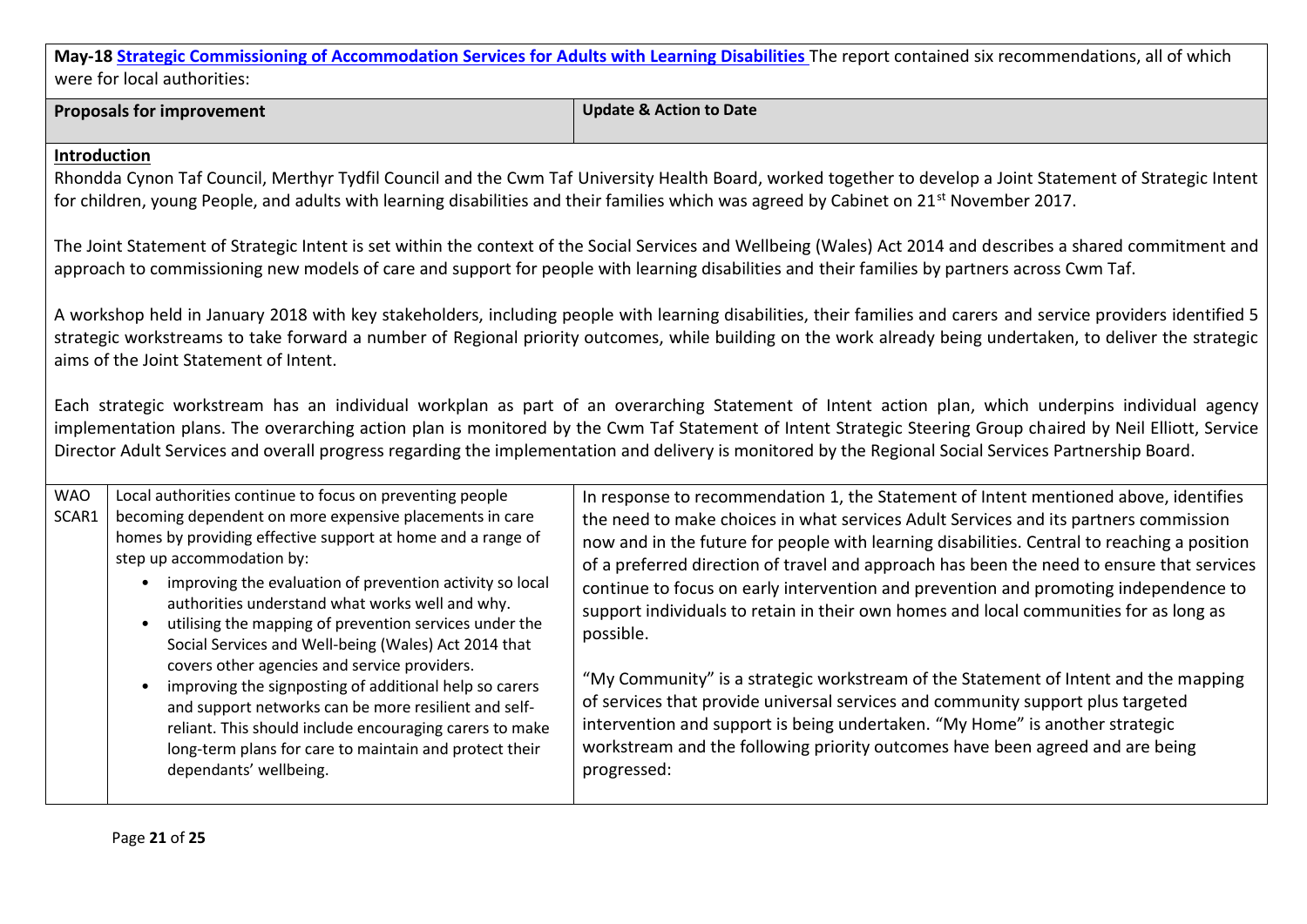**May-18 Strategic Commissioning of Accommodation Services for Adults with Learning Disabilities** The report contained six recommendations, all of which were for local authorities:

| Proposals for improvement | | Update & Action to Date |
|---|---|---|

**Introduction**

Rhondda Cynon Taf Council, Merthyr Tydfil Council and the Cwm Taf University Health Board, worked together to develop a Joint Statement of Strategic Intent for children, young People, and adults with learning disabilities and their families which was agreed by Cabinet on 21st November 2017.

The Joint Statement of Strategic Intent is set within the context of the Social Services and Wellbeing (Wales) Act 2014 and describes a shared commitment and approach to commissioning new models of care and support for people with learning disabilities and their families by partners across Cwm Taf.

A workshop held in January 2018 with key stakeholders, including people with learning disabilities, their families and carers and service providers identified 5 strategic workstreams to take forward a number of Regional priority outcomes, while building on the work already being undertaken, to deliver the strategic aims of the Joint Statement of Intent.

Each strategic workstream has an individual workplan as part of an overarching Statement of Intent action plan, which underpins individual agency implementation plans. The overarching action plan is monitored by the Cwm Taf Statement of Intent Strategic Steering Group chaired by Neil Elliott, Service Director Adult Services and overall progress regarding the implementation and delivery is monitored by the Regional Social Services Partnership Board.

| | Proposals for improvement | Update & Action to Date |
|---|---|---|
| WAO SCAR1 | Local authorities continue to focus on preventing people becoming dependent on more expensive placements in care homes by providing effective support at home and a range of step up accommodation by:<br>• improving the evaluation of prevention activity so local authorities understand what works well and why.<br>• utilising the mapping of prevention services under the Social Services and Well-being (Wales) Act 2014 that covers other agencies and service providers.<br>• improving the signposting of additional help so carers and support networks can be more resilient and self-reliant. This should include encouraging carers to make long-term plans for care to maintain and protect their dependants' wellbeing. | In response to recommendation 1, the Statement of Intent mentioned above, identifies the need to make choices in what services Adult Services and its partners commission now and in the future for people with learning disabilities. Central to reaching a position of a preferred direction of travel and approach has been the need to ensure that services continue to focus on early intervention and prevention and promoting independence to support individuals to retain in their own homes and local communities for as long as possible.<br><br>"My Community" is a strategic workstream of the Statement of Intent and the mapping of services that provide universal services and community support plus targeted intervention and support is being undertaken. "My Home" is another strategic workstream and the following priority outcomes have been agreed and are being progressed: |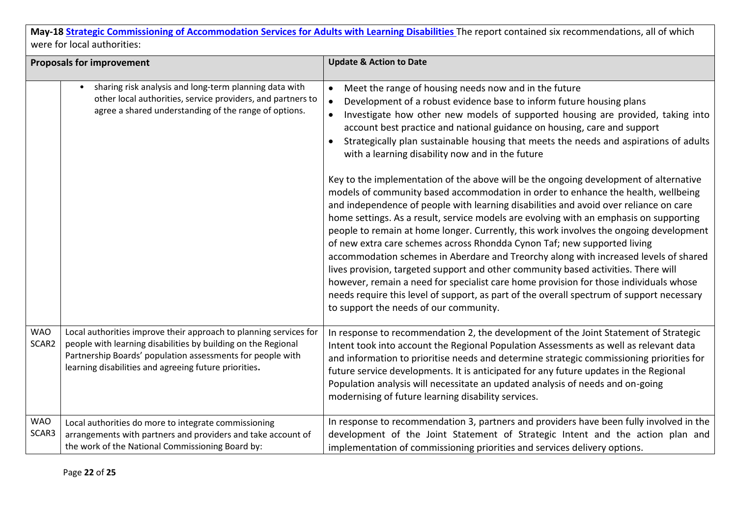**May-18 Strategic Commissioning of Accommodation Services for Adults with Learning Disabilities** The report contained six recommendations, all of which were for local authorities:

| Proposals for improvement | | Update & Action to Date |
|---|---|---|
| | • sharing risk analysis and long-term planning data with other local authorities, service providers, and partners to agree a shared understanding of the range of options. | • Meet the range of housing needs now and in the future<br>• Development of a robust evidence base to inform future housing plans<br>• Investigate how other new models of supported housing are provided, taking into account best practice and national guidance on housing, care and support<br>• Strategically plan sustainable housing that meets the needs and aspirations of adults with a learning disability now and in the future<br><br>Key to the implementation of the above will be the ongoing development of alternative models of community based accommodation in order to enhance the health, wellbeing and independence of people with learning disabilities and avoid over reliance on care home settings. As a result, service models are evolving with an emphasis on supporting people to remain at home longer. Currently, this work involves the ongoing development of new extra care schemes across Rhondda Cynon Taf; new supported living accommodation schemes in Aberdare and Treorchy along with increased levels of shared lives provision, targeted support and other community based activities. There will however, remain a need for specialist care home provision for those individuals whose needs require this level of support, as part of the overall spectrum of support necessary to support the needs of our community. |
| WAO SCAR2 | Local authorities improve their approach to planning services for people with learning disabilities by building on the Regional Partnership Boards' population assessments for people with learning disabilities and agreeing future priorities**.** | In response to recommendation 2, the development of the Joint Statement of Strategic Intent took into account the Regional Population Assessments as well as relevant data and information to prioritise needs and determine strategic commissioning priorities for future service developments. It is anticipated for any future updates in the Regional Population analysis will necessitate an updated analysis of needs and on-going modernising of future learning disability services. |
| WAO SCAR3 | Local authorities do more to integrate commissioning arrangements with partners and providers and take account of the work of the National Commissioning Board by: | In response to recommendation 3, partners and providers have been fully involved in the development of the Joint Statement of Strategic Intent and the action plan and implementation of commissioning priorities and services delivery options. |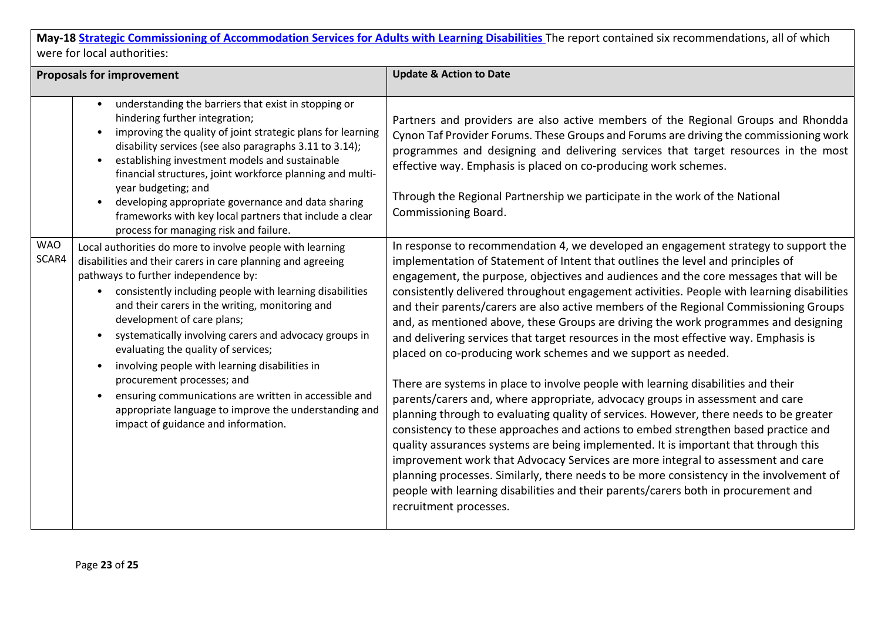**May-18 Strategic Commissioning of Accommodation Services for Adults with Learning Disabilities** The report contained six recommendations, all of which were for local authorities:

| Proposals for improvement | | Update & Action to Date |
|---|---|---|
| | <ul><li>understanding the barriers that exist in stopping or hindering further integration;</li><li>improving the quality of joint strategic plans for learning disability services (see also paragraphs 3.11 to 3.14);</li><li>establishing investment models and sustainable financial structures, joint workforce planning and multi-year budgeting; and</li><li>developing appropriate governance and data sharing frameworks with key local partners that include a clear process for managing risk and failure.</li></ul> | Partners and providers are also active members of the Regional Groups and Rhondda Cynon Taf Provider Forums. These Groups and Forums are driving the commissioning work programmes and designing and delivering services that target resources in the most effective way. Emphasis is placed on co-producing work schemes.<br><br>Through the Regional Partnership we participate in the work of the National Commissioning Board. |
| WAO SCAR4 | Local authorities do more to involve people with learning disabilities and their carers in care planning and agreeing pathways to further independence by:<ul><li>consistently including people with learning disabilities and their carers in the writing, monitoring and development of care plans;</li><li>systematically involving carers and advocacy groups in evaluating the quality of services;</li><li>involving people with learning disabilities in procurement processes; and</li><li>ensuring communications are written in accessible and appropriate language to improve the understanding and impact of guidance and information.</li></ul> | In response to recommendation 4, we developed an engagement strategy to support the implementation of Statement of Intent that outlines the level and principles of engagement, the purpose, objectives and audiences and the core messages that will be consistently delivered throughout engagement activities. People with learning disabilities and their parents/carers are also active members of the Regional Commissioning Groups and, as mentioned above, these Groups are driving the work programmes and designing and delivering services that target resources in the most effective way. Emphasis is placed on co-producing work schemes and we support as needed.<br><br>There are systems in place to involve people with learning disabilities and their parents/carers and, where appropriate, advocacy groups in assessment and care planning through to evaluating quality of services. However, there needs to be greater consistency to these approaches and actions to embed strengthen based practice and quality assurances systems are being implemented. It is important that through this improvement work that Advocacy Services are more integral to assessment and care planning processes. Similarly, there needs to be more consistency in the involvement of people with learning disabilities and their parents/carers both in procurement and recruitment processes. |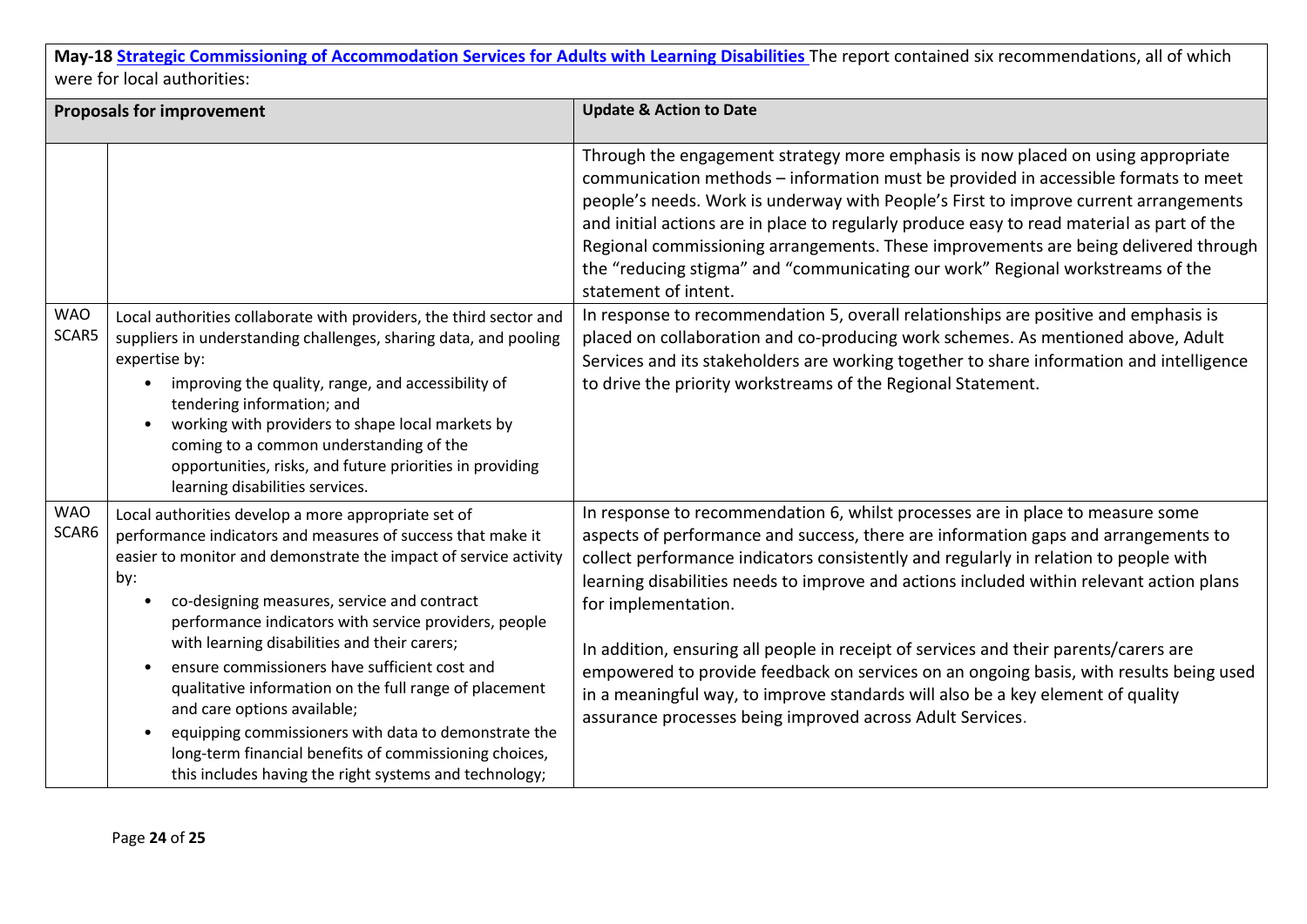**May-18 Strategic Commissioning of Accommodation Services for Adults with Learning Disabilities** The report contained six recommendations, all of which were for local authorities:

| Proposals for improvement | | Update & Action to Date |
|---|---|---|
| | | Through the engagement strategy more emphasis is now placed on using appropriate communication methods – information must be provided in accessible formats to meet people's needs. Work is underway with People's First to improve current arrangements and initial actions are in place to regularly produce easy to read material as part of the Regional commissioning arrangements. These improvements are being delivered through the "reducing stigma" and "communicating our work" Regional workstreams of the statement of intent. |
| WAO SCAR5 | Local authorities collaborate with providers, the third sector and suppliers in understanding challenges, sharing data, and pooling expertise by:<br>• improving the quality, range, and accessibility of tendering information; and<br>• working with providers to shape local markets by coming to a common understanding of the opportunities, risks, and future priorities in providing learning disabilities services. | In response to recommendation 5, overall relationships are positive and emphasis is placed on collaboration and co-producing work schemes. As mentioned above, Adult Services and its stakeholders are working together to share information and intelligence to drive the priority workstreams of the Regional Statement. |
| WAO SCAR6 | Local authorities develop a more appropriate set of performance indicators and measures of success that make it easier to monitor and demonstrate the impact of service activity by:<br>• co-designing measures, service and contract performance indicators with service providers, people with learning disabilities and their carers;<br>• ensure commissioners have sufficient cost and qualitative information on the full range of placement and care options available;<br>• equipping commissioners with data to demonstrate the long-term financial benefits of commissioning choices, this includes having the right systems and technology; | In response to recommendation 6, whilst processes are in place to measure some aspects of performance and success, there are information gaps and arrangements to collect performance indicators consistently and regularly in relation to people with learning disabilities needs to improve and actions included within relevant action plans for implementation.<br><br>In addition, ensuring all people in receipt of services and their parents/carers are empowered to provide feedback on services on an ongoing basis, with results being used in a meaningful way, to improve standards will also be a key element of quality assurance processes being improved across Adult Services. |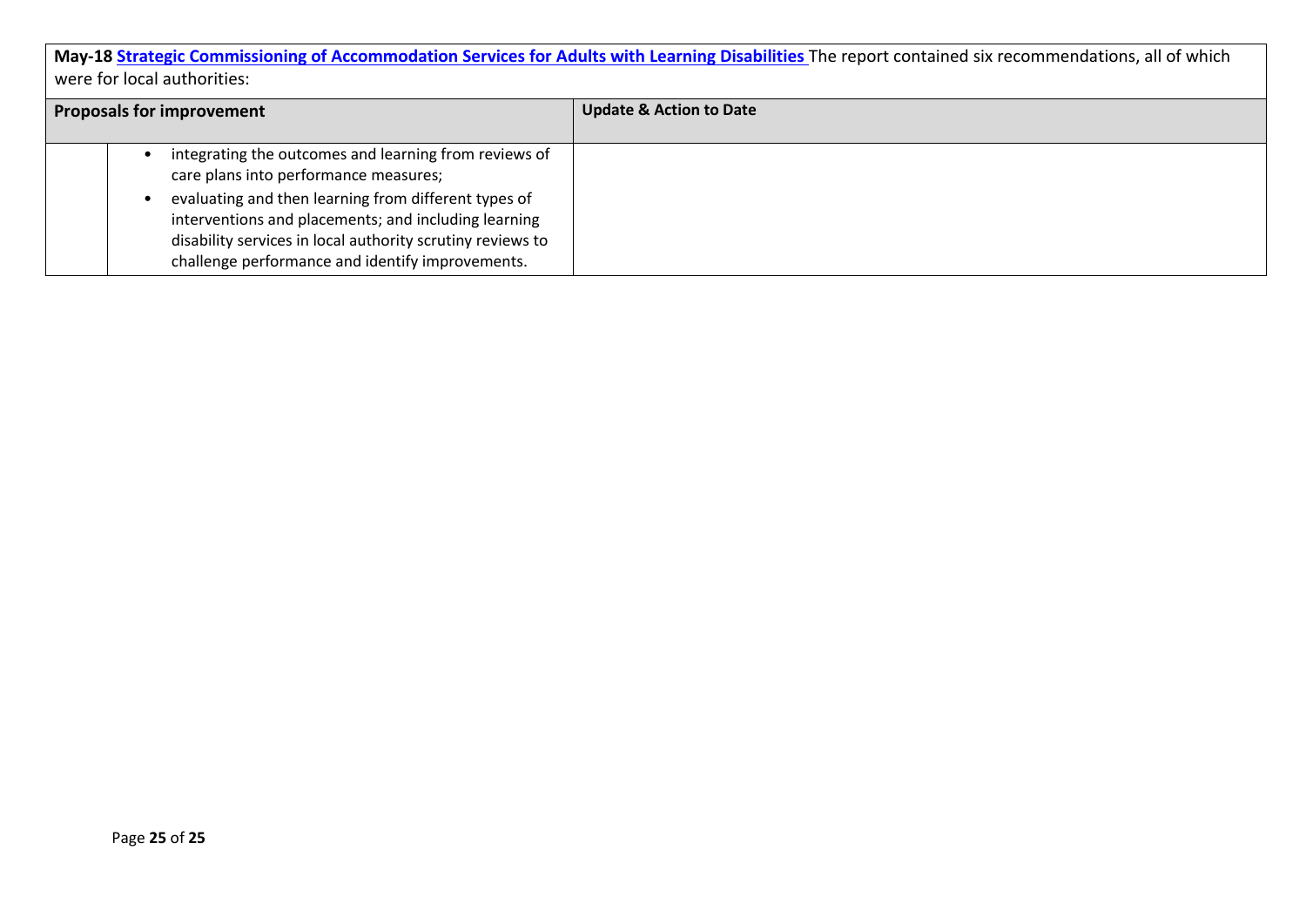**May-18 Strategic Commissioning of Accommodation Services for Adults with Learning Disabilities** The report contained six recommendations, all of which were for local authorities:

| | Proposals for improvement | Update & Action to Date |
|---|---|---|
| | • integrating the outcomes and learning from reviews of care plans into performance measures;<br>• evaluating and then learning from different types of interventions and placements; and including learning disability services in local authority scrutiny reviews to challenge performance and identify improvements. | |